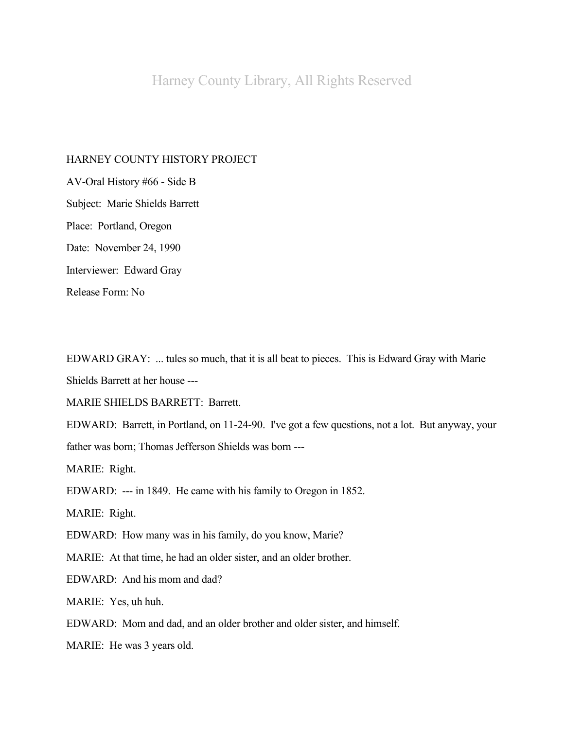Harney County Library, All Rights Reserved

HARNEY COUNTY HISTORY PROJECT

AV-Oral History #66 - Side B

Subject: Marie Shields Barrett

Place: Portland, Oregon

Date: November 24, 1990

Interviewer: Edward Gray

Release Form: No

EDWARD GRAY: ... tules so much, that it is all beat to pieces. This is Edward Gray with Marie Shields Barrett at her house ---

MARIE SHIELDS BARRETT: Barrett.

EDWARD: Barrett, in Portland, on 11-24-90. I've got a few questions, not a lot. But anyway, your father was born; Thomas Jefferson Shields was born ---

MARIE: Right.

EDWARD: --- in 1849. He came with his family to Oregon in 1852.

MARIE: Right.

EDWARD: How many was in his family, do you know, Marie?

MARIE: At that time, he had an older sister, and an older brother.

EDWARD: And his mom and dad?

MARIE: Yes, uh huh.

EDWARD: Mom and dad, and an older brother and older sister, and himself.

MARIE: He was 3 years old.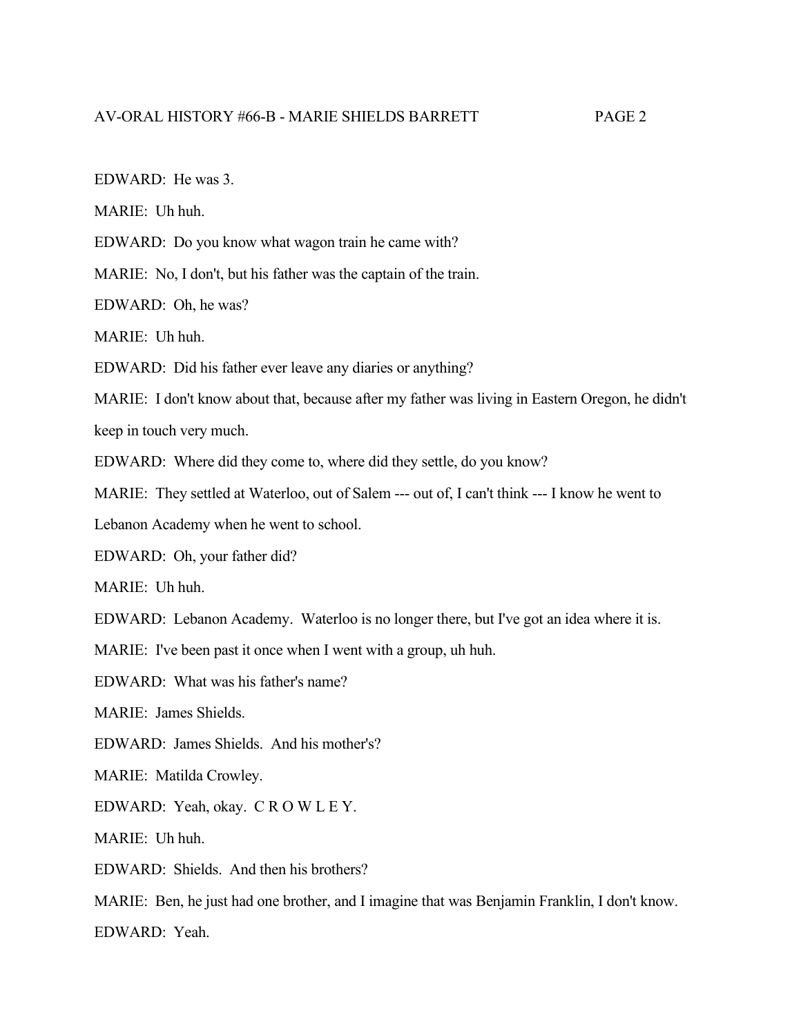EDWARD: He was 3.

MARIE: Uh huh.

EDWARD: Do you know what wagon train he came with?

MARIE: No, I don't, but his father was the captain of the train.

EDWARD: Oh, he was?

MARIE: Uh huh.

EDWARD: Did his father ever leave any diaries or anything?

MARIE: I don't know about that, because after my father was living in Eastern Oregon, he didn't keep in touch very much.

EDWARD: Where did they come to, where did they settle, do you know?

MARIE: They settled at Waterloo, out of Salem --- out of, I can't think --- I know he went to Lebanon Academy when he went to school.

EDWARD: Oh, your father did?

MARIE: Uh huh.

EDWARD: Lebanon Academy. Waterloo is no longer there, but I've got an idea where it is.

MARIE: I've been past it once when I went with a group, uh huh.

EDWARD: What was his father's name?

MARIE: James Shields.

EDWARD: James Shields. And his mother's?

MARIE: Matilda Crowley.

EDWARD: Yeah, okay. C R O W L E Y.

MARIE: Uh huh.

EDWARD: Shields. And then his brothers?

MARIE: Ben, he just had one brother, and I imagine that was Benjamin Franklin, I don't know.

EDWARD: Yeah.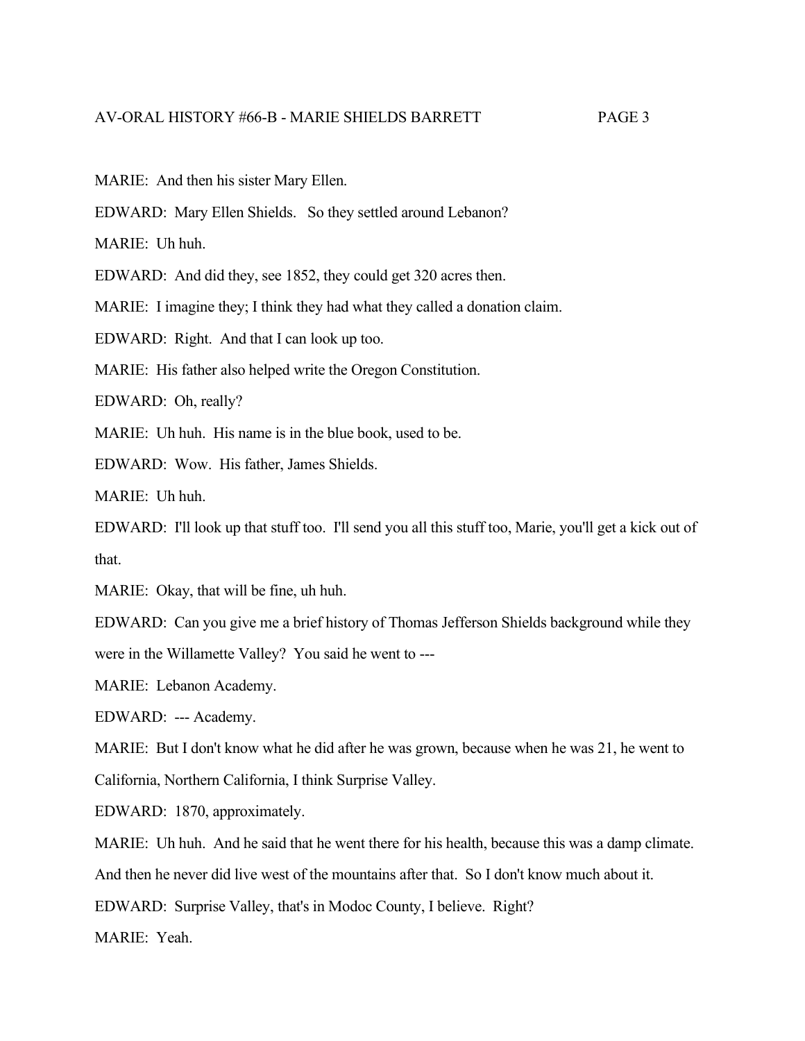MARIE: And then his sister Mary Ellen.

EDWARD: Mary Ellen Shields. So they settled around Lebanon?

MARIE: Uh huh.

EDWARD: And did they, see 1852, they could get 320 acres then.

MARIE: I imagine they; I think they had what they called a donation claim.

EDWARD: Right. And that I can look up too.

MARIE: His father also helped write the Oregon Constitution.

EDWARD: Oh, really?

MARIE: Uh huh. His name is in the blue book, used to be.

EDWARD: Wow. His father, James Shields.

MARIE: Uh huh.

EDWARD: I'll look up that stuff too. I'll send you all this stuff too, Marie, you'll get a kick out of that.

MARIE: Okay, that will be fine, uh huh.

EDWARD: Can you give me a brief history of Thomas Jefferson Shields background while they were in the Willamette Valley? You said he went to ---

MARIE: Lebanon Academy.

EDWARD: --- Academy.

MARIE: But I don't know what he did after he was grown, because when he was 21, he went to California, Northern California, I think Surprise Valley.

EDWARD: 1870, approximately.

MARIE: Uh huh. And he said that he went there for his health, because this was a damp climate. And then he never did live west of the mountains after that. So I don't know much about it.

EDWARD: Surprise Valley, that's in Modoc County, I believe. Right?

MARIE: Yeah.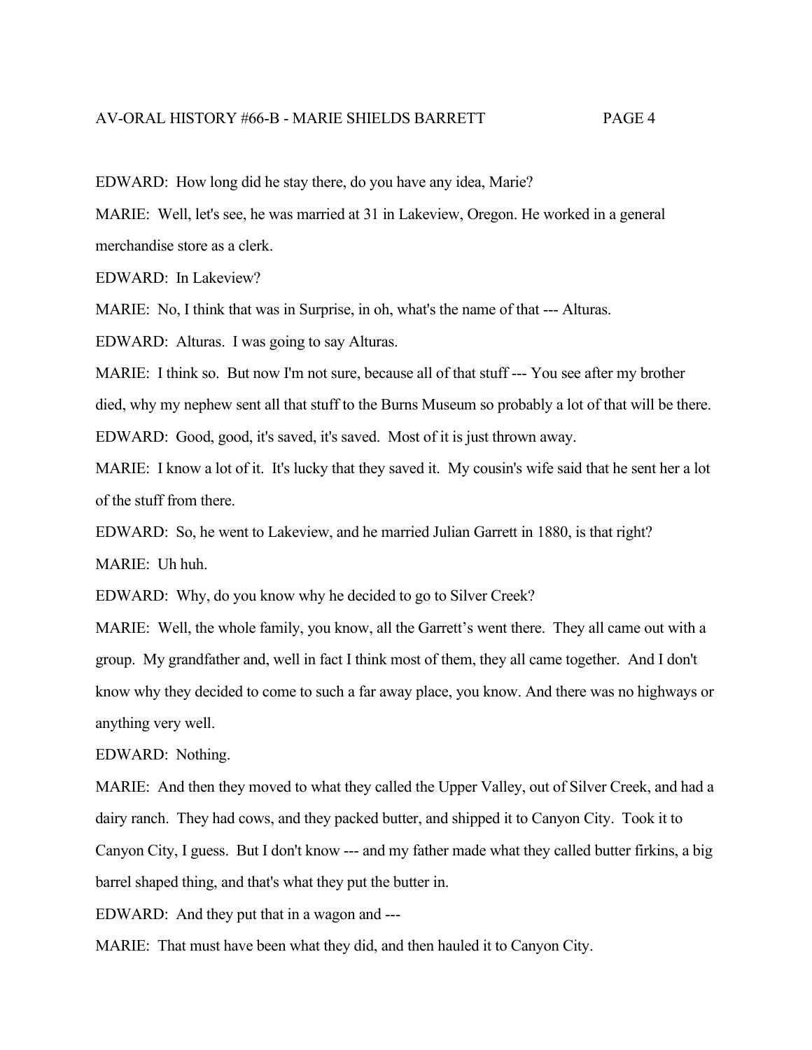EDWARD: How long did he stay there, do you have any idea, Marie?

MARIE: Well, let's see, he was married at 31 in Lakeview, Oregon. He worked in a general merchandise store as a clerk.

EDWARD: In Lakeview?

MARIE: No, I think that was in Surprise, in oh, what's the name of that --- Alturas.

EDWARD: Alturas. I was going to say Alturas.

MARIE: I think so. But now I'm not sure, because all of that stuff --- You see after my brother died, why my nephew sent all that stuff to the Burns Museum so probably a lot of that will be there.

EDWARD: Good, good, it's saved, it's saved. Most of it is just thrown away.

MARIE: I know a lot of it. It's lucky that they saved it. My cousin's wife said that he sent her a lot of the stuff from there.

EDWARD: So, he went to Lakeview, and he married Julian Garrett in 1880, is that right?

MARIE: Uh huh.

EDWARD: Why, do you know why he decided to go to Silver Creek?

MARIE: Well, the whole family, you know, all the Garrett's went there. They all came out with a group. My grandfather and, well in fact I think most of them, they all came together. And I don't know why they decided to come to such a far away place, you know. And there was no highways or anything very well.

EDWARD: Nothing.

MARIE: And then they moved to what they called the Upper Valley, out of Silver Creek, and had a dairy ranch. They had cows, and they packed butter, and shipped it to Canyon City. Took it to Canyon City, I guess. But I don't know --- and my father made what they called butter firkins, a big barrel shaped thing, and that's what they put the butter in.

EDWARD: And they put that in a wagon and ---

MARIE: That must have been what they did, and then hauled it to Canyon City.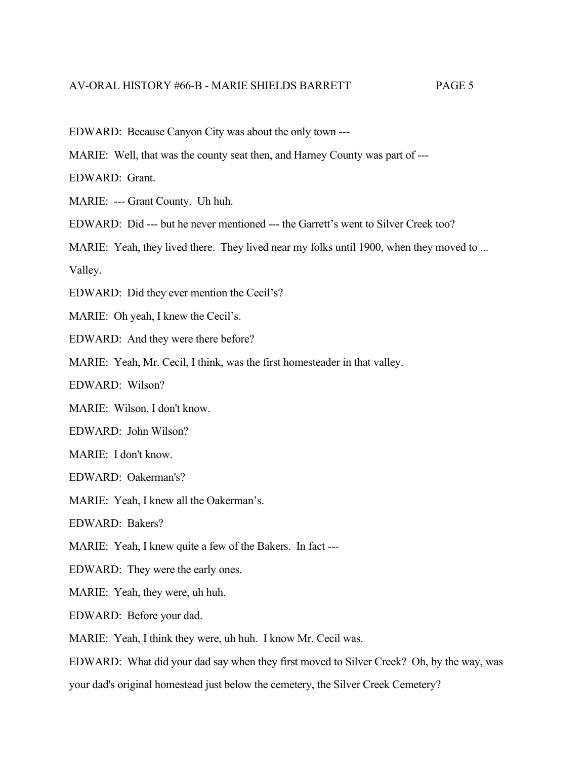EDWARD: Because Canyon City was about the only town ---

MARIE: Well, that was the county seat then, and Harney County was part of ---

EDWARD: Grant.

MARIE: --- Grant County. Uh huh.

EDWARD: Did --- but he never mentioned --- the Garrett's went to Silver Creek too?

MARIE: Yeah, they lived there. They lived near my folks until 1900, when they moved to ... Valley.

EDWARD: Did they ever mention the Cecil's?

MARIE: Oh yeah, I knew the Cecil's.

EDWARD: And they were there before?

MARIE: Yeah, Mr. Cecil, I think, was the first homesteader in that valley.

EDWARD: Wilson?

MARIE: Wilson, I don't know.

EDWARD: John Wilson?

MARIE: I don't know.

EDWARD: Oakerman's?

MARIE: Yeah, I knew all the Oakerman's.

EDWARD: Bakers?

MARIE: Yeah, I knew quite a few of the Bakers. In fact ---

EDWARD: They were the early ones.

MARIE: Yeah, they were, uh huh.

EDWARD: Before your dad.

MARIE: Yeah, I think they were, uh huh. I know Mr. Cecil was.

EDWARD: What did your dad say when they first moved to Silver Creek? Oh, by the way, was your dad's original homestead just below the cemetery, the Silver Creek Cemetery?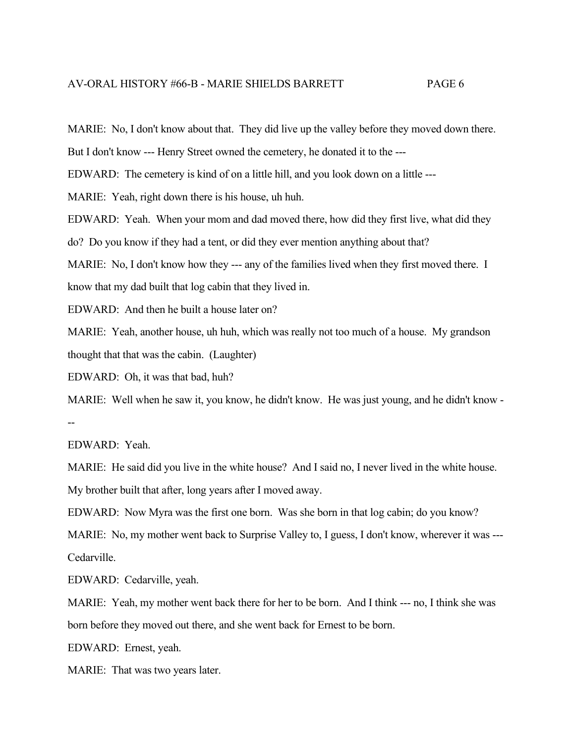MARIE: No, I don't know about that. They did live up the valley before they moved down there. But I don't know --- Henry Street owned the cemetery, he donated it to the ---

EDWARD: The cemetery is kind of on a little hill, and you look down on a little ---

MARIE: Yeah, right down there is his house, uh huh.

EDWARD: Yeah. When your mom and dad moved there, how did they first live, what did they do? Do you know if they had a tent, or did they ever mention anything about that?

MARIE: No, I don't know how they --- any of the families lived when they first moved there. I know that my dad built that log cabin that they lived in.

EDWARD: And then he built a house later on?

MARIE: Yeah, another house, uh huh, which was really not too much of a house. My grandson thought that that was the cabin. (Laughter)

EDWARD: Oh, it was that bad, huh?

MARIE: Well when he saw it, you know, he didn't know. He was just young, and he didn't know ---

EDWARD: Yeah.

MARIE: He said did you live in the white house? And I said no, I never lived in the white house. My brother built that after, long years after I moved away.

EDWARD: Now Myra was the first one born. Was she born in that log cabin; do you know?

MARIE: No, my mother went back to Surprise Valley to, I guess, I don't know, wherever it was --- Cedarville.

EDWARD: Cedarville, yeah.

MARIE: Yeah, my mother went back there for her to be born. And I think --- no, I think she was born before they moved out there, and she went back for Ernest to be born.

EDWARD: Ernest, yeah.

MARIE: That was two years later.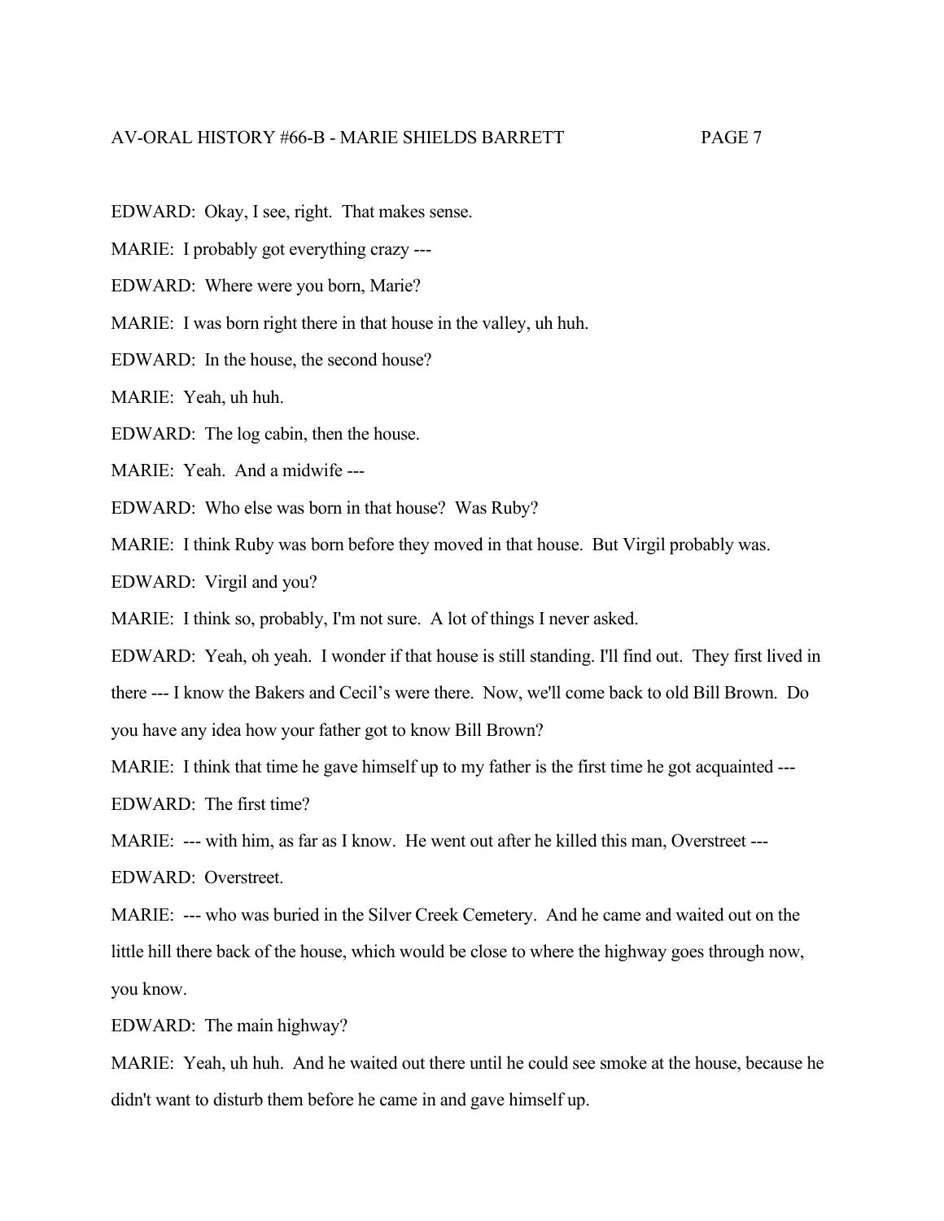EDWARD: Okay, I see, right. That makes sense.

MARIE: I probably got everything crazy ---

EDWARD: Where were you born, Marie?

MARIE: I was born right there in that house in the valley, uh huh.

EDWARD: In the house, the second house?

MARIE: Yeah, uh huh.

EDWARD: The log cabin, then the house.

MARIE: Yeah. And a midwife ---

EDWARD: Who else was born in that house? Was Ruby?

MARIE: I think Ruby was born before they moved in that house. But Virgil probably was.

EDWARD: Virgil and you?

MARIE: I think so, probably, I'm not sure. A lot of things I never asked.

EDWARD: Yeah, oh yeah. I wonder if that house is still standing. I'll find out. They first lived in there --- I know the Bakers and Cecil's were there. Now, we'll come back to old Bill Brown. Do you have any idea how your father got to know Bill Brown?

MARIE: I think that time he gave himself up to my father is the first time he got acquainted ---

EDWARD: The first time?

MARIE: --- with him, as far as I know. He went out after he killed this man, Overstreet ---

EDWARD: Overstreet.

MARIE: --- who was buried in the Silver Creek Cemetery. And he came and waited out on the little hill there back of the house, which would be close to where the highway goes through now, you know.

EDWARD: The main highway?

MARIE: Yeah, uh huh. And he waited out there until he could see smoke at the house, because he didn't want to disturb them before he came in and gave himself up.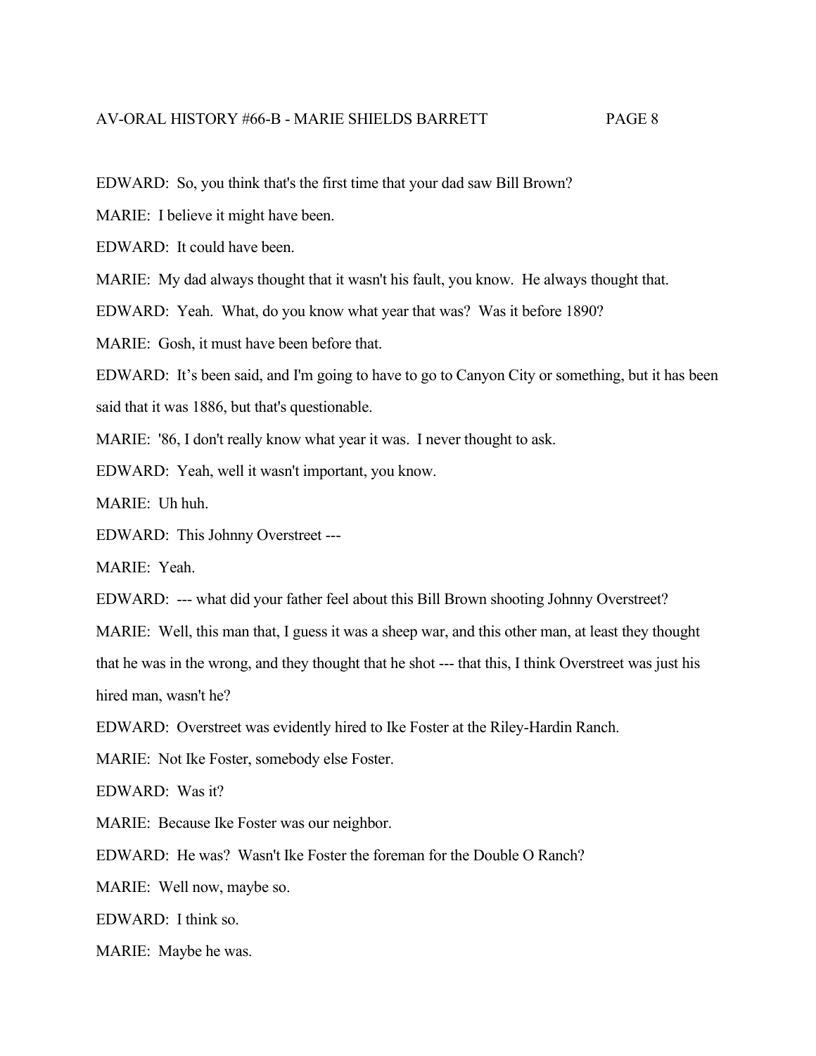EDWARD: So, you think that's the first time that your dad saw Bill Brown?

MARIE: I believe it might have been.

EDWARD: It could have been.

MARIE: My dad always thought that it wasn't his fault, you know. He always thought that.

EDWARD: Yeah. What, do you know what year that was? Was it before 1890?

MARIE: Gosh, it must have been before that.

EDWARD: It's been said, and I'm going to have to go to Canyon City or something, but it has been said that it was 1886, but that's questionable.

MARIE: '86, I don't really know what year it was. I never thought to ask.

EDWARD: Yeah, well it wasn't important, you know.

MARIE: Uh huh.

EDWARD: This Johnny Overstreet ---

MARIE: Yeah.

EDWARD: --- what did your father feel about this Bill Brown shooting Johnny Overstreet?

MARIE: Well, this man that, I guess it was a sheep war, and this other man, at least they thought that he was in the wrong, and they thought that he shot --- that this, I think Overstreet was just his hired man, wasn't he?

EDWARD: Overstreet was evidently hired to Ike Foster at the Riley-Hardin Ranch.

MARIE: Not Ike Foster, somebody else Foster.

EDWARD: Was it?

MARIE: Because Ike Foster was our neighbor.

EDWARD: He was? Wasn't Ike Foster the foreman for the Double O Ranch?

MARIE: Well now, maybe so.

EDWARD: I think so.

MARIE: Maybe he was.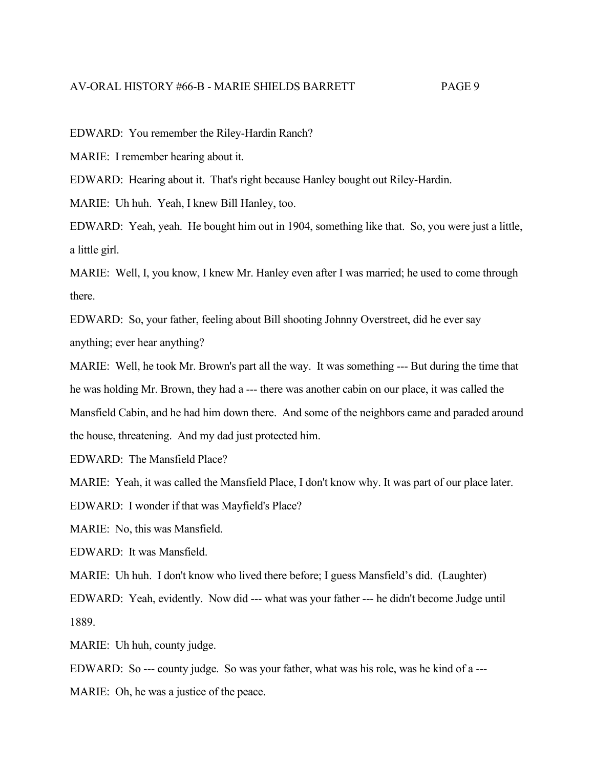EDWARD: You remember the Riley-Hardin Ranch?

MARIE: I remember hearing about it.

EDWARD: Hearing about it. That's right because Hanley bought out Riley-Hardin.

MARIE: Uh huh. Yeah, I knew Bill Hanley, too.

EDWARD: Yeah, yeah. He bought him out in 1904, something like that. So, you were just a little, a little girl.

MARIE: Well, I, you know, I knew Mr. Hanley even after I was married; he used to come through there.

EDWARD: So, your father, feeling about Bill shooting Johnny Overstreet, did he ever say anything; ever hear anything?

MARIE: Well, he took Mr. Brown's part all the way. It was something --- But during the time that he was holding Mr. Brown, they had a --- there was another cabin on our place, it was called the Mansfield Cabin, and he had him down there. And some of the neighbors came and paraded around the house, threatening. And my dad just protected him.

EDWARD: The Mansfield Place?

MARIE: Yeah, it was called the Mansfield Place, I don't know why. It was part of our place later.

EDWARD: I wonder if that was Mayfield's Place?

MARIE: No, this was Mansfield.

EDWARD: It was Mansfield.

MARIE: Uh huh. I don't know who lived there before; I guess Mansfield's did. (Laughter)

EDWARD: Yeah, evidently. Now did --- what was your father --- he didn't become Judge until 1889.

MARIE: Uh huh, county judge.

EDWARD: So --- county judge. So was your father, what was his role, was he kind of a ---

MARIE: Oh, he was a justice of the peace.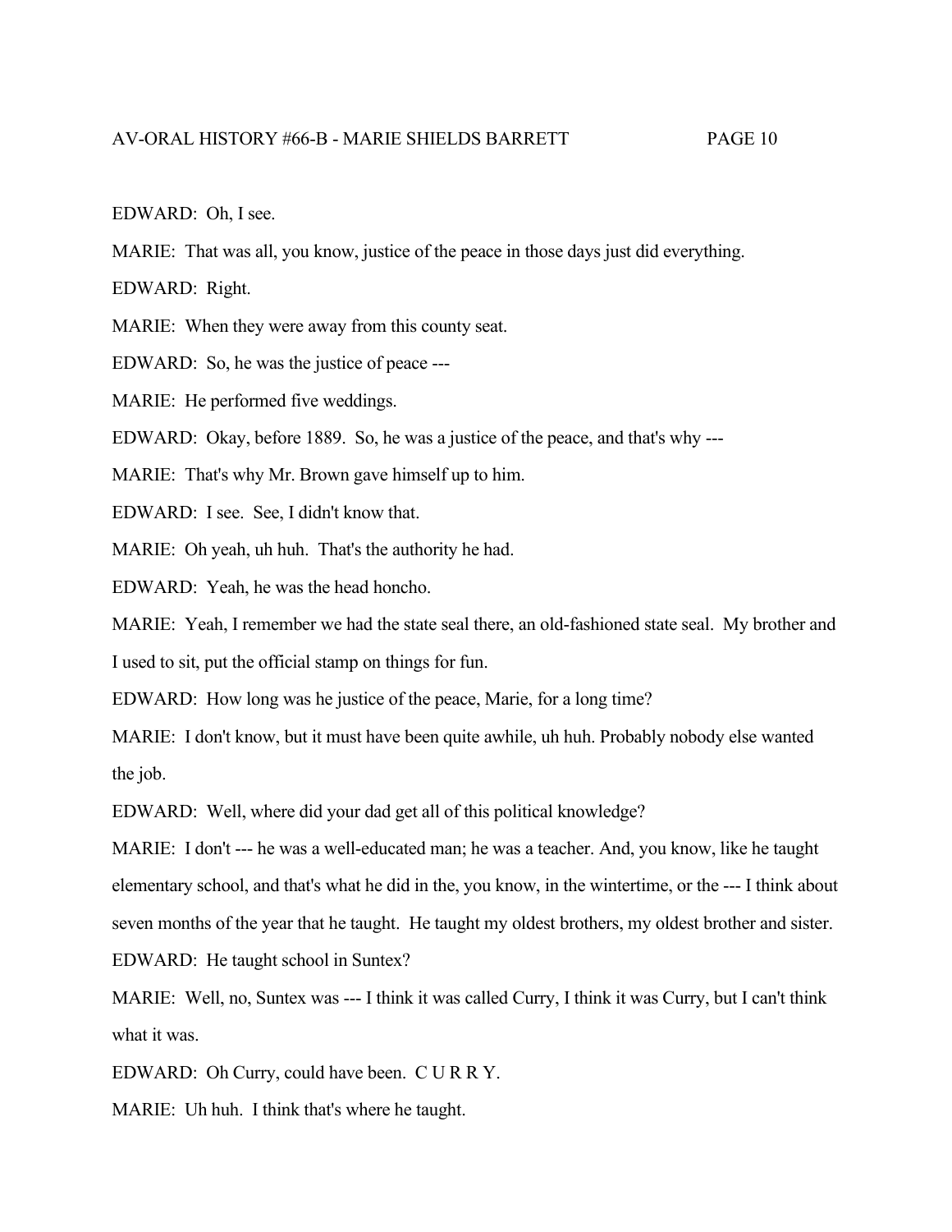EDWARD: Oh, I see.

MARIE: That was all, you know, justice of the peace in those days just did everything.

EDWARD: Right.

MARIE: When they were away from this county seat.

EDWARD: So, he was the justice of peace ---

MARIE: He performed five weddings.

EDWARD: Okay, before 1889. So, he was a justice of the peace, and that's why ---

MARIE: That's why Mr. Brown gave himself up to him.

EDWARD: I see. See, I didn't know that.

MARIE: Oh yeah, uh huh. That's the authority he had.

EDWARD: Yeah, he was the head honcho.

MARIE: Yeah, I remember we had the state seal there, an old-fashioned state seal. My brother and I used to sit, put the official stamp on things for fun.

EDWARD: How long was he justice of the peace, Marie, for a long time?

MARIE: I don't know, but it must have been quite awhile, uh huh. Probably nobody else wanted the job.

EDWARD: Well, where did your dad get all of this political knowledge?

MARIE: I don't --- he was a well-educated man; he was a teacher. And, you know, like he taught elementary school, and that's what he did in the, you know, in the wintertime, or the --- I think about seven months of the year that he taught. He taught my oldest brothers, my oldest brother and sister.

EDWARD: He taught school in Suntex?

MARIE: Well, no, Suntex was --- I think it was called Curry, I think it was Curry, but I can't think what it was.

EDWARD: Oh Curry, could have been. C U R R Y.

MARIE: Uh huh. I think that's where he taught.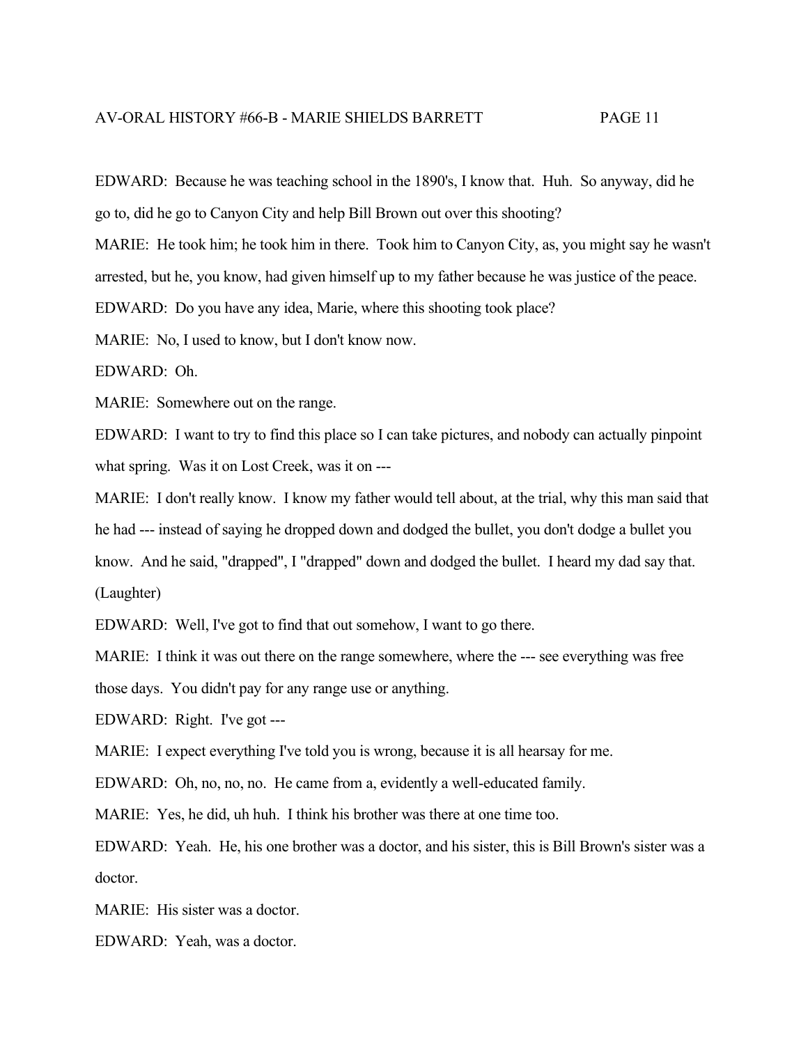EDWARD: Because he was teaching school in the 1890's, I know that. Huh. So anyway, did he go to, did he go to Canyon City and help Bill Brown out over this shooting?

MARIE: He took him; he took him in there. Took him to Canyon City, as, you might say he wasn't arrested, but he, you know, had given himself up to my father because he was justice of the peace.

EDWARD: Do you have any idea, Marie, where this shooting took place?

MARIE: No, I used to know, but I don't know now.

EDWARD: Oh.

MARIE: Somewhere out on the range.

EDWARD: I want to try to find this place so I can take pictures, and nobody can actually pinpoint what spring. Was it on Lost Creek, was it on ---

MARIE: I don't really know. I know my father would tell about, at the trial, why this man said that he had --- instead of saying he dropped down and dodged the bullet, you don't dodge a bullet you know. And he said, "drapped", I "drapped" down and dodged the bullet. I heard my dad say that. (Laughter)

EDWARD: Well, I've got to find that out somehow, I want to go there.

MARIE: I think it was out there on the range somewhere, where the --- see everything was free those days. You didn't pay for any range use or anything.

EDWARD: Right. I've got ---

MARIE: I expect everything I've told you is wrong, because it is all hearsay for me.

EDWARD: Oh, no, no, no. He came from a, evidently a well-educated family.

MARIE: Yes, he did, uh huh. I think his brother was there at one time too.

EDWARD: Yeah. He, his one brother was a doctor, and his sister, this is Bill Brown's sister was a doctor.

MARIE: His sister was a doctor.

EDWARD: Yeah, was a doctor.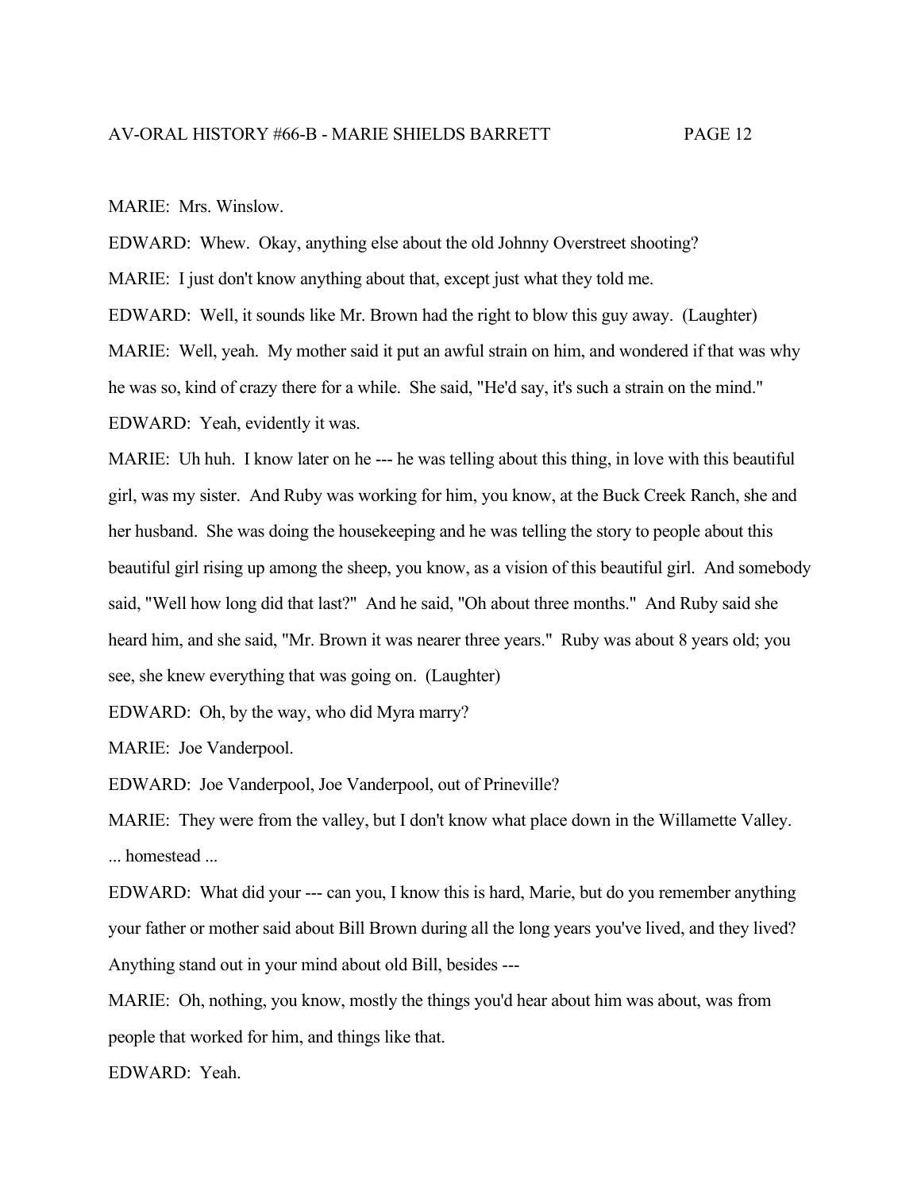MARIE: Mrs. Winslow.

EDWARD: Whew. Okay, anything else about the old Johnny Overstreet shooting?

MARIE: I just don't know anything about that, except just what they told me.

EDWARD: Well, it sounds like Mr. Brown had the right to blow this guy away. (Laughter)

MARIE: Well, yeah. My mother said it put an awful strain on him, and wondered if that was why he was so, kind of crazy there for a while. She said, "He'd say, it's such a strain on the mind."

EDWARD: Yeah, evidently it was.

MARIE: Uh huh. I know later on he --- he was telling about this thing, in love with this beautiful girl, was my sister. And Ruby was working for him, you know, at the Buck Creek Ranch, she and her husband. She was doing the housekeeping and he was telling the story to people about this beautiful girl rising up among the sheep, you know, as a vision of this beautiful girl. And somebody said, "Well how long did that last?" And he said, "Oh about three months." And Ruby said she heard him, and she said, "Mr. Brown it was nearer three years." Ruby was about 8 years old; you see, she knew everything that was going on. (Laughter)

EDWARD: Oh, by the way, who did Myra marry?

MARIE: Joe Vanderpool.

EDWARD: Joe Vanderpool, Joe Vanderpool, out of Prineville?

MARIE: They were from the valley, but I don't know what place down in the Willamette Valley. ... homestead ...

EDWARD: What did your --- can you, I know this is hard, Marie, but do you remember anything your father or mother said about Bill Brown during all the long years you've lived, and they lived? Anything stand out in your mind about old Bill, besides ---

MARIE: Oh, nothing, you know, mostly the things you'd hear about him was about, was from people that worked for him, and things like that.

EDWARD: Yeah.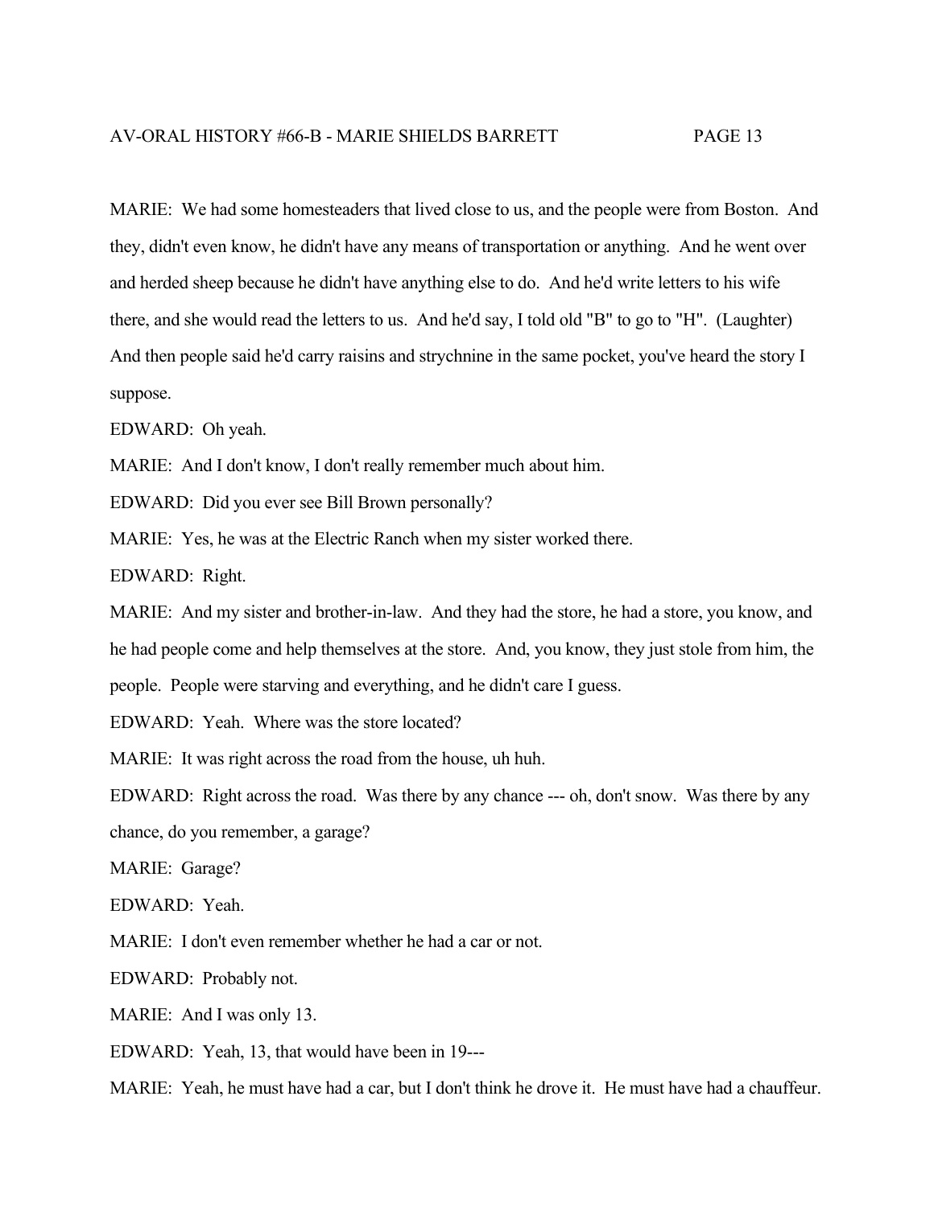MARIE: We had some homesteaders that lived close to us, and the people were from Boston. And they, didn't even know, he didn't have any means of transportation or anything. And he went over and herded sheep because he didn't have anything else to do. And he'd write letters to his wife there, and she would read the letters to us. And he'd say, I told old "B" to go to "H". (Laughter) And then people said he'd carry raisins and strychnine in the same pocket, you've heard the story I suppose.

EDWARD: Oh yeah.

MARIE: And I don't know, I don't really remember much about him.

EDWARD: Did you ever see Bill Brown personally?

MARIE: Yes, he was at the Electric Ranch when my sister worked there.

EDWARD: Right.

MARIE: And my sister and brother-in-law. And they had the store, he had a store, you know, and he had people come and help themselves at the store. And, you know, they just stole from him, the people. People were starving and everything, and he didn't care I guess.

EDWARD: Yeah. Where was the store located?

MARIE: It was right across the road from the house, uh huh.

EDWARD: Right across the road. Was there by any chance --- oh, don't snow. Was there by any chance, do you remember, a garage?

MARIE: Garage?

EDWARD: Yeah.

MARIE: I don't even remember whether he had a car or not.

EDWARD: Probably not.

MARIE: And I was only 13.

EDWARD: Yeah, 13, that would have been in 19---

MARIE: Yeah, he must have had a car, but I don't think he drove it. He must have had a chauffeur.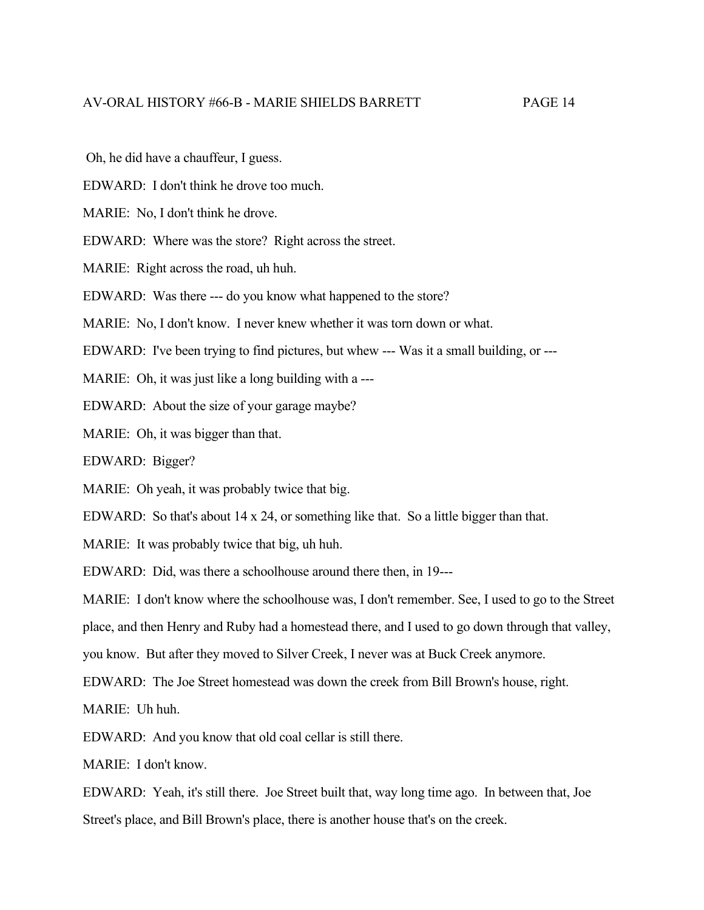Oh, he did have a chauffeur, I guess.

EDWARD: I don't think he drove too much.

MARIE: No, I don't think he drove.

EDWARD: Where was the store? Right across the street.

MARIE: Right across the road, uh huh.

EDWARD: Was there --- do you know what happened to the store?

MARIE: No, I don't know. I never knew whether it was torn down or what.

EDWARD: I've been trying to find pictures, but whew --- Was it a small building, or ---

MARIE: Oh, it was just like a long building with a ---

EDWARD: About the size of your garage maybe?

MARIE: Oh, it was bigger than that.

EDWARD: Bigger?

MARIE: Oh yeah, it was probably twice that big.

EDWARD: So that's about 14 x 24, or something like that. So a little bigger than that.

MARIE: It was probably twice that big, uh huh.

EDWARD: Did, was there a schoolhouse around there then, in 19---

MARIE: I don't know where the schoolhouse was, I don't remember. See, I used to go to the Street place, and then Henry and Ruby had a homestead there, and I used to go down through that valley, you know. But after they moved to Silver Creek, I never was at Buck Creek anymore.

EDWARD: The Joe Street homestead was down the creek from Bill Brown's house, right.

MARIE: Uh huh.

EDWARD: And you know that old coal cellar is still there.

MARIE: I don't know.

EDWARD: Yeah, it's still there. Joe Street built that, way long time ago. In between that, Joe Street's place, and Bill Brown's place, there is another house that's on the creek.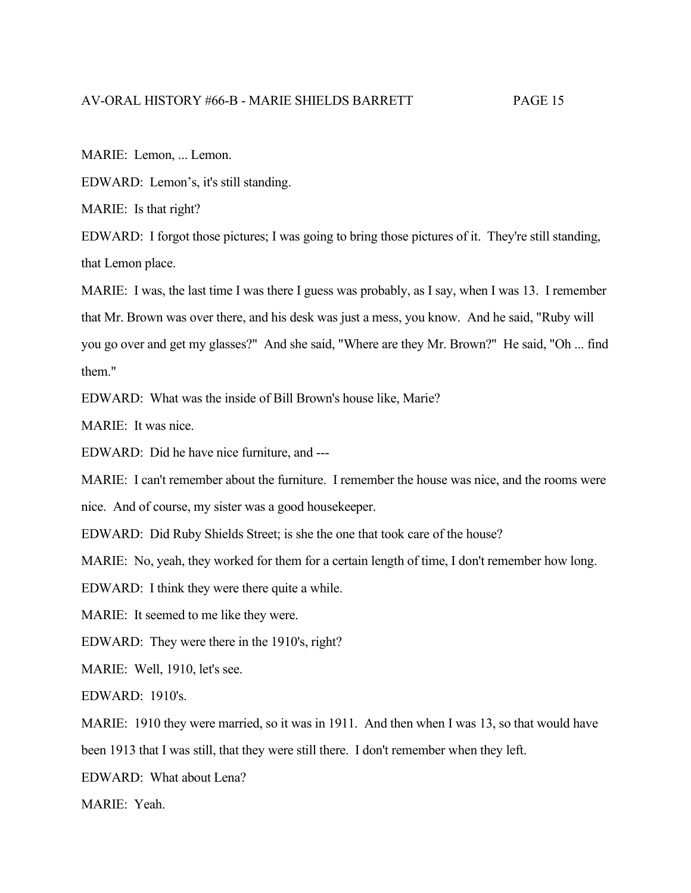MARIE: Lemon, ... Lemon.

EDWARD: Lemon's, it's still standing.

MARIE: Is that right?

EDWARD: I forgot those pictures; I was going to bring those pictures of it. They're still standing, that Lemon place.

MARIE: I was, the last time I was there I guess was probably, as I say, when I was 13. I remember that Mr. Brown was over there, and his desk was just a mess, you know. And he said, "Ruby will you go over and get my glasses?" And she said, "Where are they Mr. Brown?" He said, "Oh ... find them."

EDWARD: What was the inside of Bill Brown's house like, Marie?

MARIE: It was nice.

EDWARD: Did he have nice furniture, and ---

MARIE: I can't remember about the furniture. I remember the house was nice, and the rooms were nice. And of course, my sister was a good housekeeper.

EDWARD: Did Ruby Shields Street; is she the one that took care of the house?

MARIE: No, yeah, they worked for them for a certain length of time, I don't remember how long.

EDWARD: I think they were there quite a while.

MARIE: It seemed to me like they were.

EDWARD: They were there in the 1910's, right?

MARIE: Well, 1910, let's see.

EDWARD: 1910's.

MARIE: 1910 they were married, so it was in 1911. And then when I was 13, so that would have been 1913 that I was still, that they were still there. I don't remember when they left.

EDWARD: What about Lena?

MARIE: Yeah.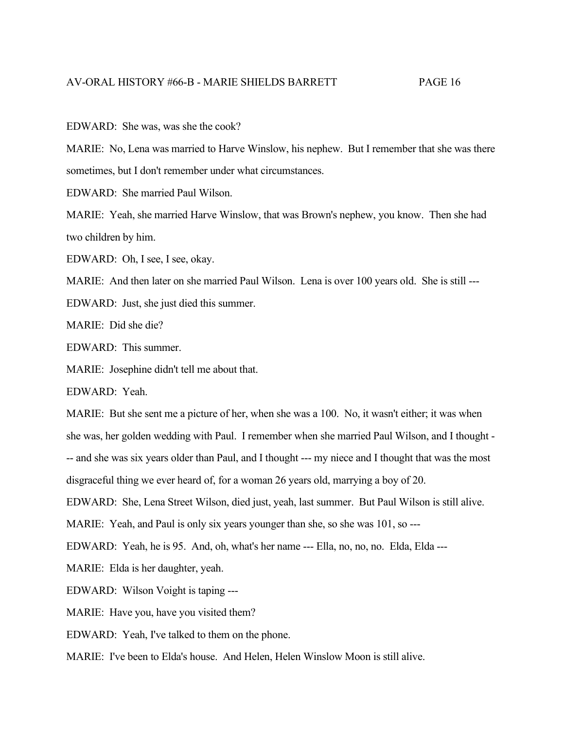EDWARD: She was, was she the cook?

MARIE: No, Lena was married to Harve Winslow, his nephew. But I remember that she was there sometimes, but I don't remember under what circumstances.

EDWARD: She married Paul Wilson.

MARIE: Yeah, she married Harve Winslow, that was Brown's nephew, you know. Then she had two children by him.

EDWARD: Oh, I see, I see, okay.

MARIE: And then later on she married Paul Wilson. Lena is over 100 years old. She is still ---

EDWARD: Just, she just died this summer.

MARIE: Did she die?

EDWARD: This summer.

MARIE: Josephine didn't tell me about that.

EDWARD: Yeah.

MARIE: But she sent me a picture of her, when she was a 100. No, it wasn't either; it was when she was, her golden wedding with Paul. I remember when she married Paul Wilson, and I thought --- and she was six years older than Paul, and I thought --- my niece and I thought that was the most disgraceful thing we ever heard of, for a woman 26 years old, marrying a boy of 20.

EDWARD: She, Lena Street Wilson, died just, yeah, last summer. But Paul Wilson is still alive.

MARIE: Yeah, and Paul is only six years younger than she, so she was 101, so ---

EDWARD: Yeah, he is 95. And, oh, what's her name --- Ella, no, no, no. Elda, Elda ---

MARIE: Elda is her daughter, yeah.

EDWARD: Wilson Voight is taping ---

MARIE: Have you, have you visited them?

EDWARD: Yeah, I've talked to them on the phone.

MARIE: I've been to Elda's house. And Helen, Helen Winslow Moon is still alive.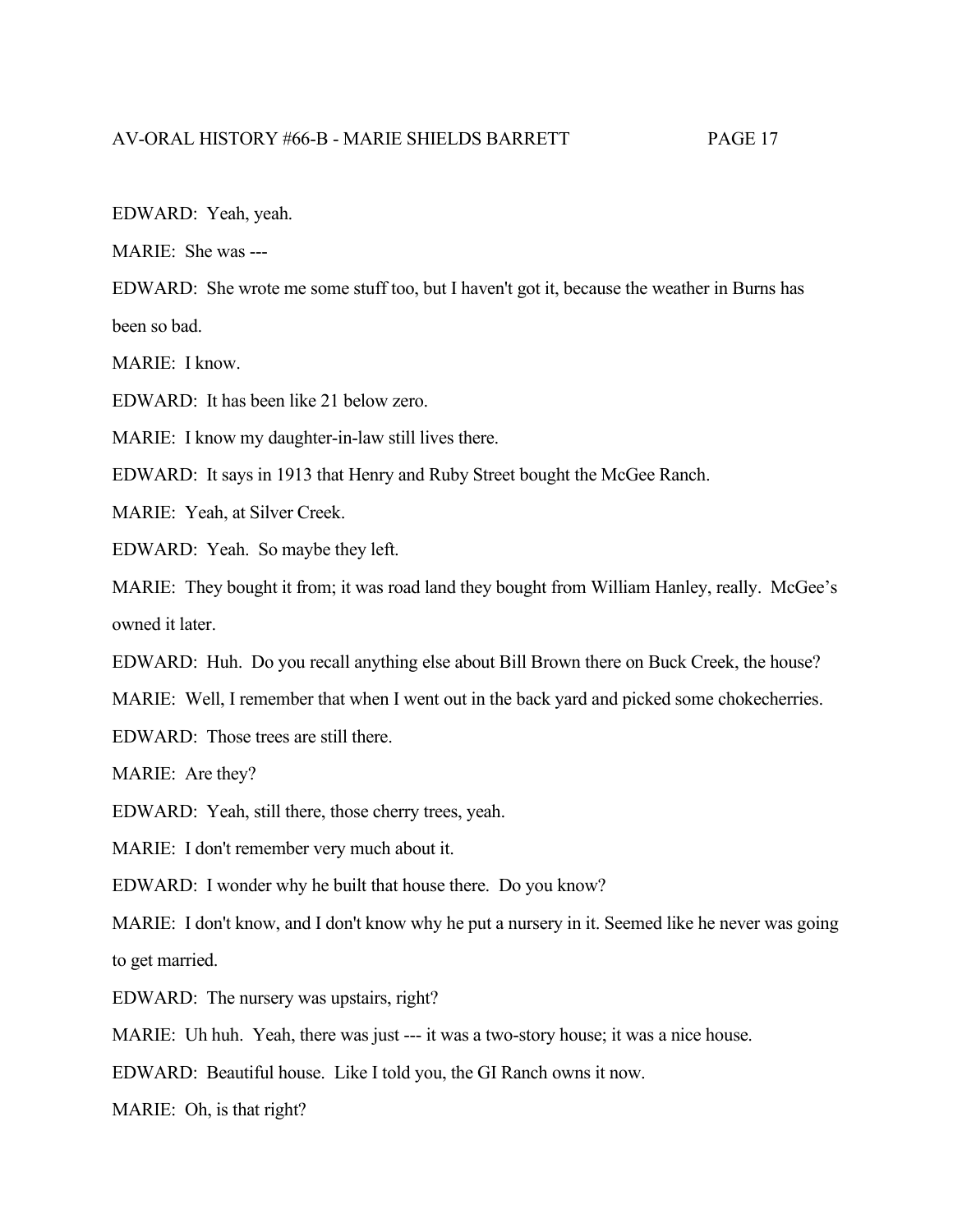EDWARD: Yeah, yeah.

MARIE: She was ---

EDWARD: She wrote me some stuff too, but I haven't got it, because the weather in Burns has been so bad.

MARIE: I know.

EDWARD: It has been like 21 below zero.

MARIE: I know my daughter-in-law still lives there.

EDWARD: It says in 1913 that Henry and Ruby Street bought the McGee Ranch.

MARIE: Yeah, at Silver Creek.

EDWARD: Yeah. So maybe they left.

MARIE: They bought it from; it was road land they bought from William Hanley, really. McGee's owned it later.

EDWARD: Huh. Do you recall anything else about Bill Brown there on Buck Creek, the house?

MARIE: Well, I remember that when I went out in the back yard and picked some chokecherries.

EDWARD: Those trees are still there.

MARIE: Are they?

EDWARD: Yeah, still there, those cherry trees, yeah.

MARIE: I don't remember very much about it.

EDWARD: I wonder why he built that house there. Do you know?

MARIE: I don't know, and I don't know why he put a nursery in it. Seemed like he never was going to get married.

EDWARD: The nursery was upstairs, right?

MARIE: Uh huh. Yeah, there was just --- it was a two-story house; it was a nice house.

EDWARD: Beautiful house. Like I told you, the GI Ranch owns it now.

MARIE: Oh, is that right?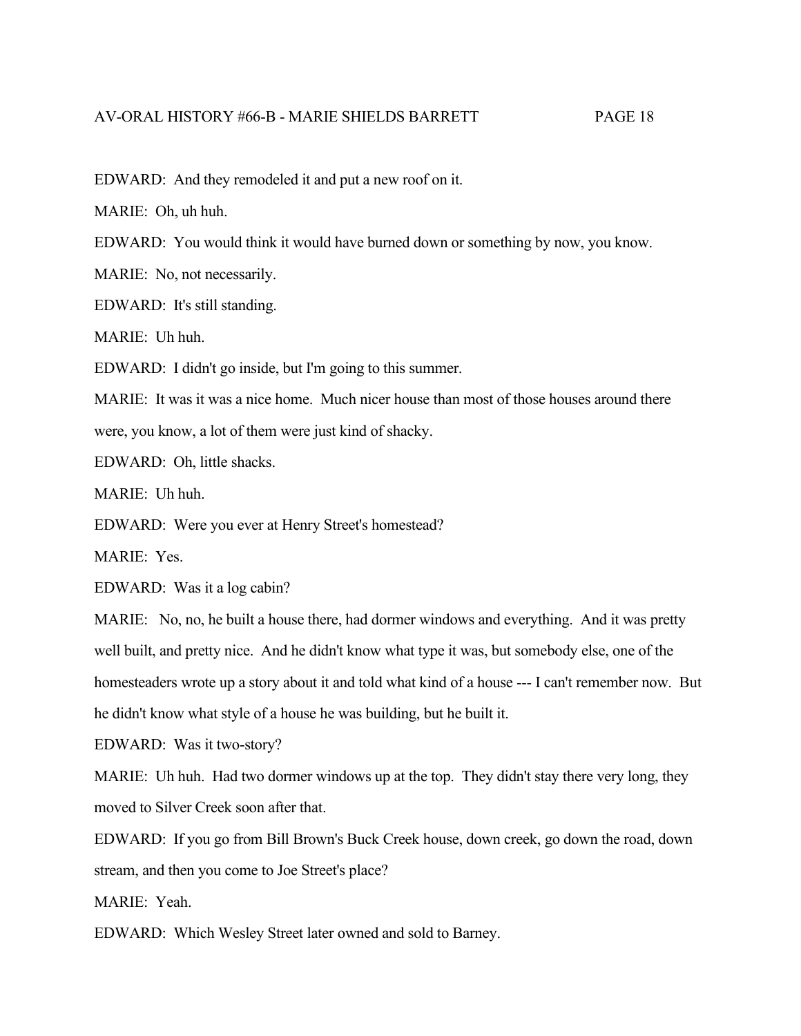EDWARD: And they remodeled it and put a new roof on it.

MARIE: Oh, uh huh.

EDWARD: You would think it would have burned down or something by now, you know.

MARIE: No, not necessarily.

EDWARD: It's still standing.

MARIE: Uh huh.

EDWARD: I didn't go inside, but I'm going to this summer.

MARIE: It was it was a nice home. Much nicer house than most of those houses around there were, you know, a lot of them were just kind of shacky.

EDWARD: Oh, little shacks.

MARIE: Uh huh.

EDWARD: Were you ever at Henry Street's homestead?

MARIE: Yes.

EDWARD: Was it a log cabin?

MARIE: No, no, he built a house there, had dormer windows and everything. And it was pretty well built, and pretty nice. And he didn't know what type it was, but somebody else, one of the homesteaders wrote up a story about it and told what kind of a house --- I can't remember now. But he didn't know what style of a house he was building, but he built it.

EDWARD: Was it two-story?

MARIE: Uh huh. Had two dormer windows up at the top. They didn't stay there very long, they moved to Silver Creek soon after that.

EDWARD: If you go from Bill Brown's Buck Creek house, down creek, go down the road, down stream, and then you come to Joe Street's place?

MARIE: Yeah.

EDWARD: Which Wesley Street later owned and sold to Barney.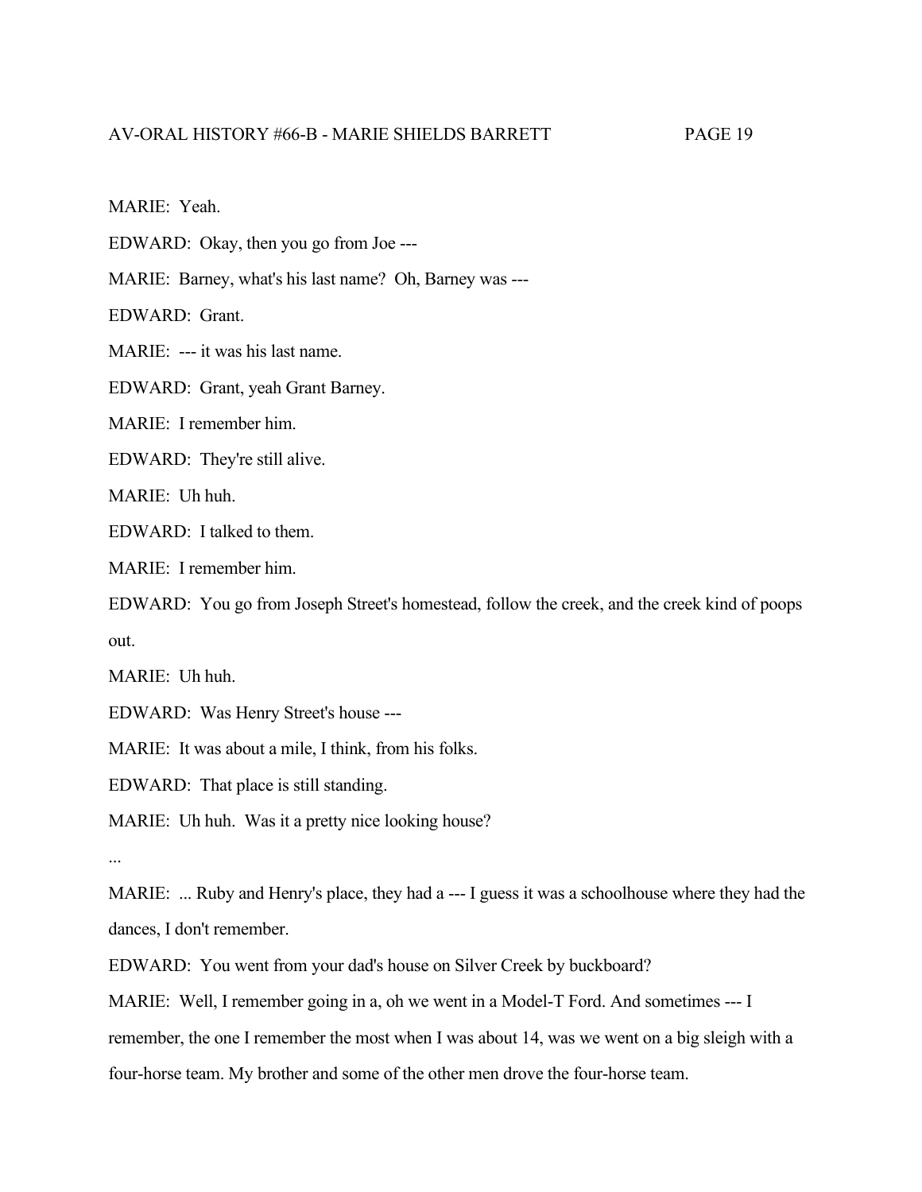MARIE: Yeah.

EDWARD: Okay, then you go from Joe ---

MARIE: Barney, what's his last name? Oh, Barney was ---

EDWARD: Grant.

MARIE: --- it was his last name.

EDWARD: Grant, yeah Grant Barney.

MARIE: I remember him.

EDWARD: They're still alive.

MARIE: Uh huh.

EDWARD: I talked to them.

MARIE: I remember him.

EDWARD: You go from Joseph Street's homestead, follow the creek, and the creek kind of poops out.

MARIE: Uh huh.

EDWARD: Was Henry Street's house ---

MARIE: It was about a mile, I think, from his folks.

EDWARD: That place is still standing.

MARIE: Uh huh. Was it a pretty nice looking house?

...

MARIE: ... Ruby and Henry's place, they had a --- I guess it was a schoolhouse where they had the dances, I don't remember.

EDWARD: You went from your dad's house on Silver Creek by buckboard?

MARIE: Well, I remember going in a, oh we went in a Model-T Ford. And sometimes --- I remember, the one I remember the most when I was about 14, was we went on a big sleigh with a four-horse team. My brother and some of the other men drove the four-horse team.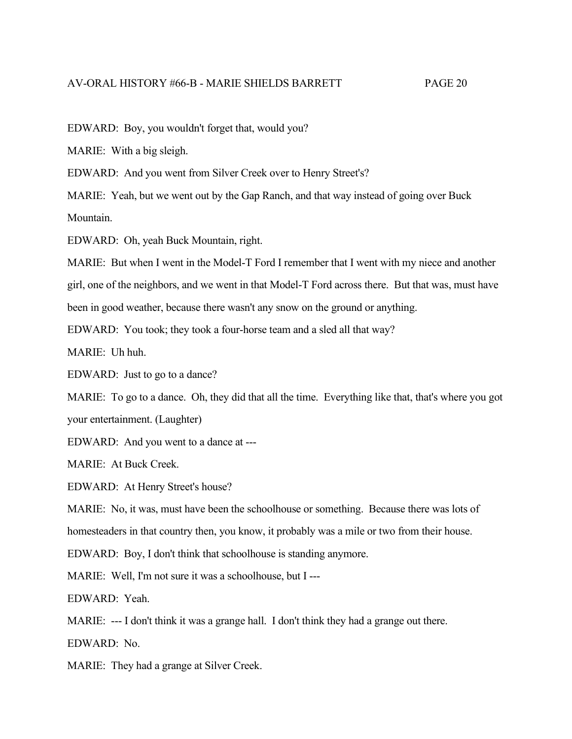EDWARD: Boy, you wouldn't forget that, would you?

MARIE: With a big sleigh.

EDWARD: And you went from Silver Creek over to Henry Street's?

MARIE: Yeah, but we went out by the Gap Ranch, and that way instead of going over Buck Mountain.

EDWARD: Oh, yeah Buck Mountain, right.

MARIE: But when I went in the Model-T Ford I remember that I went with my niece and another girl, one of the neighbors, and we went in that Model-T Ford across there. But that was, must have been in good weather, because there wasn't any snow on the ground or anything.

EDWARD: You took; they took a four-horse team and a sled all that way?

MARIE: Uh huh.

EDWARD: Just to go to a dance?

MARIE: To go to a dance. Oh, they did that all the time. Everything like that, that's where you got your entertainment. (Laughter)

EDWARD: And you went to a dance at ---

MARIE: At Buck Creek.

EDWARD: At Henry Street's house?

MARIE: No, it was, must have been the schoolhouse or something. Because there was lots of homesteaders in that country then, you know, it probably was a mile or two from their house.

EDWARD: Boy, I don't think that schoolhouse is standing anymore.

MARIE: Well, I'm not sure it was a schoolhouse, but I ---

EDWARD: Yeah.

MARIE: --- I don't think it was a grange hall. I don't think they had a grange out there.

EDWARD: No.

MARIE: They had a grange at Silver Creek.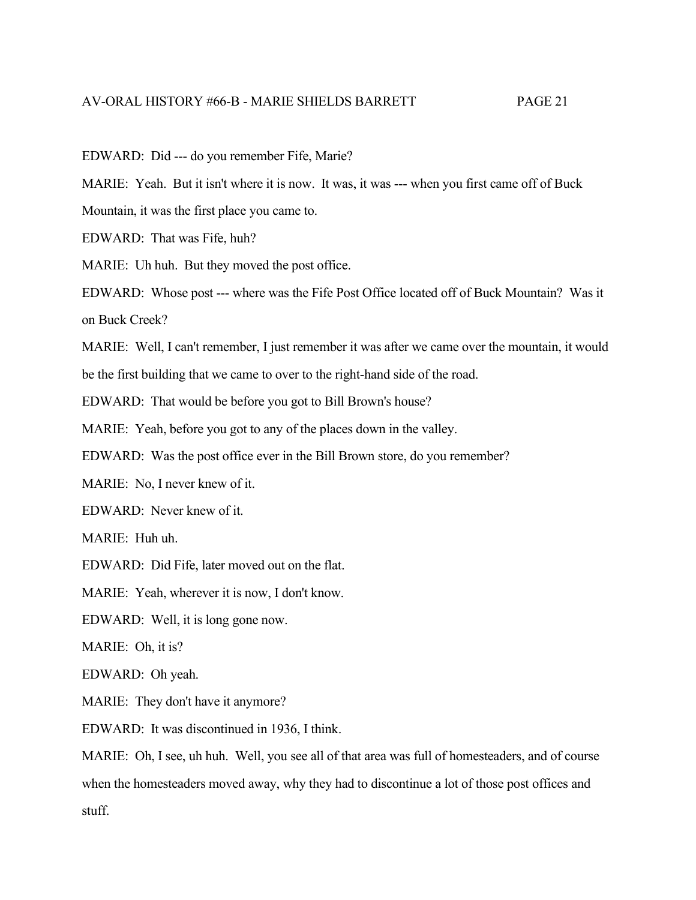EDWARD: Did --- do you remember Fife, Marie?

MARIE: Yeah. But it isn't where it is now. It was, it was --- when you first came off of Buck Mountain, it was the first place you came to.

EDWARD: That was Fife, huh?

MARIE: Uh huh. But they moved the post office.

EDWARD: Whose post --- where was the Fife Post Office located off of Buck Mountain? Was it on Buck Creek?

MARIE: Well, I can't remember, I just remember it was after we came over the mountain, it would be the first building that we came to over to the right-hand side of the road.

EDWARD: That would be before you got to Bill Brown's house?

MARIE: Yeah, before you got to any of the places down in the valley.

EDWARD: Was the post office ever in the Bill Brown store, do you remember?

MARIE: No, I never knew of it.

EDWARD: Never knew of it.

MARIE: Huh uh.

EDWARD: Did Fife, later moved out on the flat.

MARIE: Yeah, wherever it is now, I don't know.

EDWARD: Well, it is long gone now.

MARIE: Oh, it is?

EDWARD: Oh yeah.

MARIE: They don't have it anymore?

EDWARD: It was discontinued in 1936, I think.

MARIE: Oh, I see, uh huh. Well, you see all of that area was full of homesteaders, and of course when the homesteaders moved away, why they had to discontinue a lot of those post offices and stuff.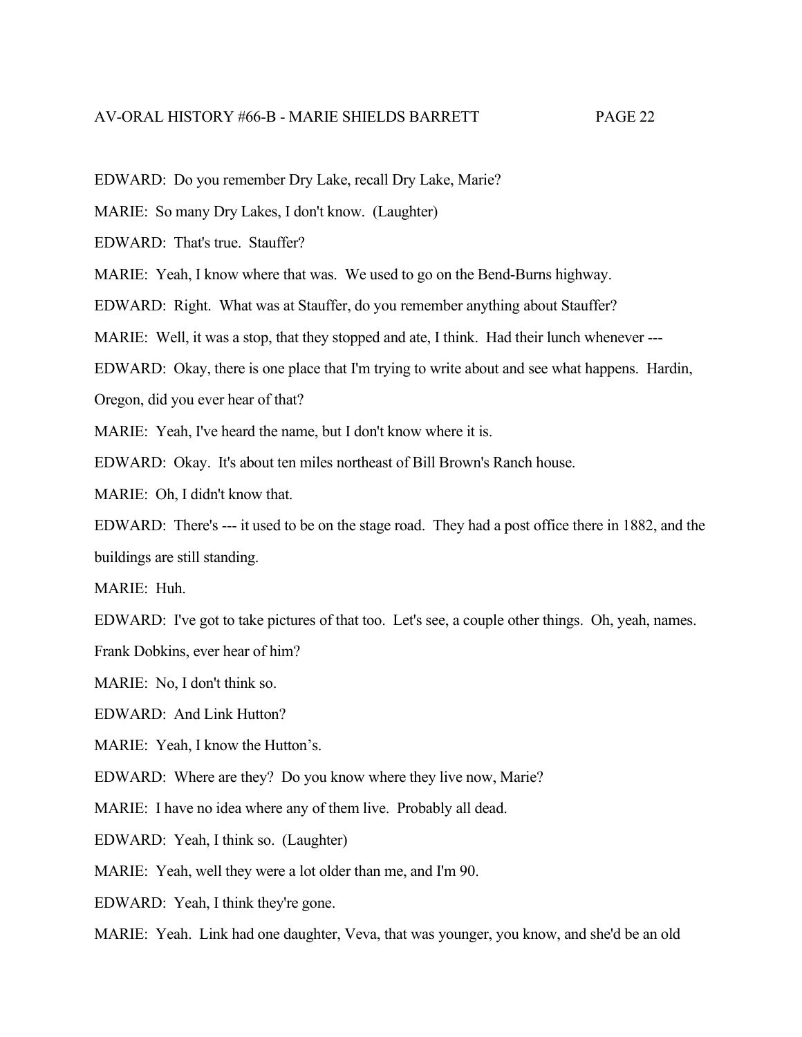EDWARD: Do you remember Dry Lake, recall Dry Lake, Marie?

MARIE: So many Dry Lakes, I don't know. (Laughter)

EDWARD: That's true. Stauffer?

MARIE: Yeah, I know where that was. We used to go on the Bend-Burns highway.

EDWARD: Right. What was at Stauffer, do you remember anything about Stauffer?

MARIE: Well, it was a stop, that they stopped and ate, I think. Had their lunch whenever ---

EDWARD: Okay, there is one place that I'm trying to write about and see what happens. Hardin, Oregon, did you ever hear of that?

MARIE: Yeah, I've heard the name, but I don't know where it is.

EDWARD: Okay. It's about ten miles northeast of Bill Brown's Ranch house.

MARIE: Oh, I didn't know that.

EDWARD: There's --- it used to be on the stage road. They had a post office there in 1882, and the buildings are still standing.

MARIE: Huh.

EDWARD: I've got to take pictures of that too. Let's see, a couple other things. Oh, yeah, names. Frank Dobkins, ever hear of him?

MARIE: No, I don't think so.

EDWARD: And Link Hutton?

MARIE: Yeah, I know the Hutton's.

EDWARD: Where are they? Do you know where they live now, Marie?

MARIE: I have no idea where any of them live. Probably all dead.

EDWARD: Yeah, I think so. (Laughter)

MARIE: Yeah, well they were a lot older than me, and I'm 90.

EDWARD: Yeah, I think they're gone.

MARIE: Yeah. Link had one daughter, Veva, that was younger, you know, and she'd be an old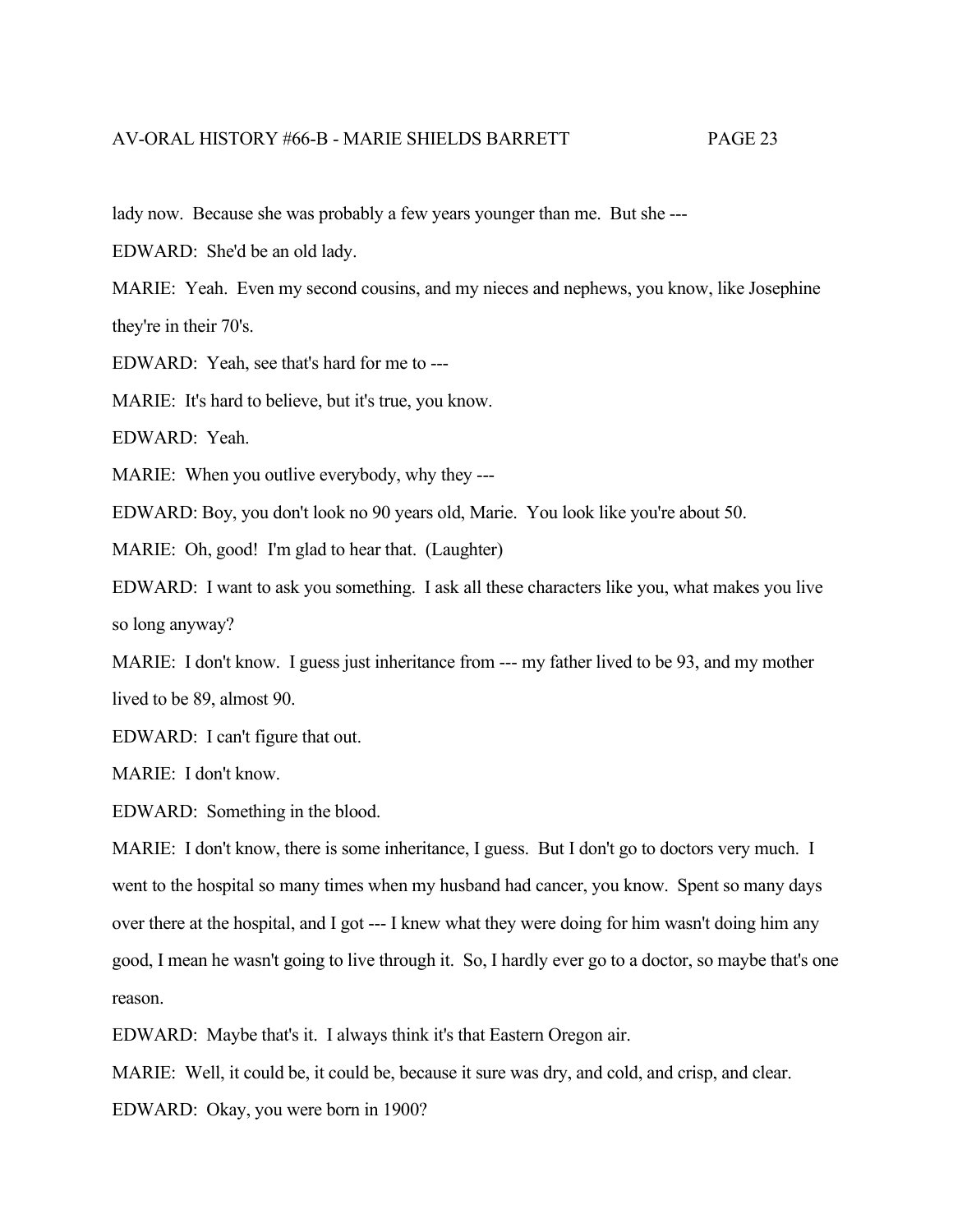lady now. Because she was probably a few years younger than me. But she ---

EDWARD: She'd be an old lady.

MARIE: Yeah. Even my second cousins, and my nieces and nephews, you know, like Josephine they're in their 70's.

EDWARD: Yeah, see that's hard for me to ---

MARIE: It's hard to believe, but it's true, you know.

EDWARD: Yeah.

MARIE: When you outlive everybody, why they ---

EDWARD: Boy, you don't look no 90 years old, Marie. You look like you're about 50.

MARIE: Oh, good! I'm glad to hear that. (Laughter)

EDWARD: I want to ask you something. I ask all these characters like you, what makes you live so long anyway?

MARIE: I don't know. I guess just inheritance from --- my father lived to be 93, and my mother lived to be 89, almost 90.

EDWARD: I can't figure that out.

MARIE: I don't know.

EDWARD: Something in the blood.

MARIE: I don't know, there is some inheritance, I guess. But I don't go to doctors very much. I went to the hospital so many times when my husband had cancer, you know. Spent so many days over there at the hospital, and I got --- I knew what they were doing for him wasn't doing him any good, I mean he wasn't going to live through it. So, I hardly ever go to a doctor, so maybe that's one reason.

EDWARD: Maybe that's it. I always think it's that Eastern Oregon air.

MARIE: Well, it could be, it could be, because it sure was dry, and cold, and crisp, and clear.

EDWARD: Okay, you were born in 1900?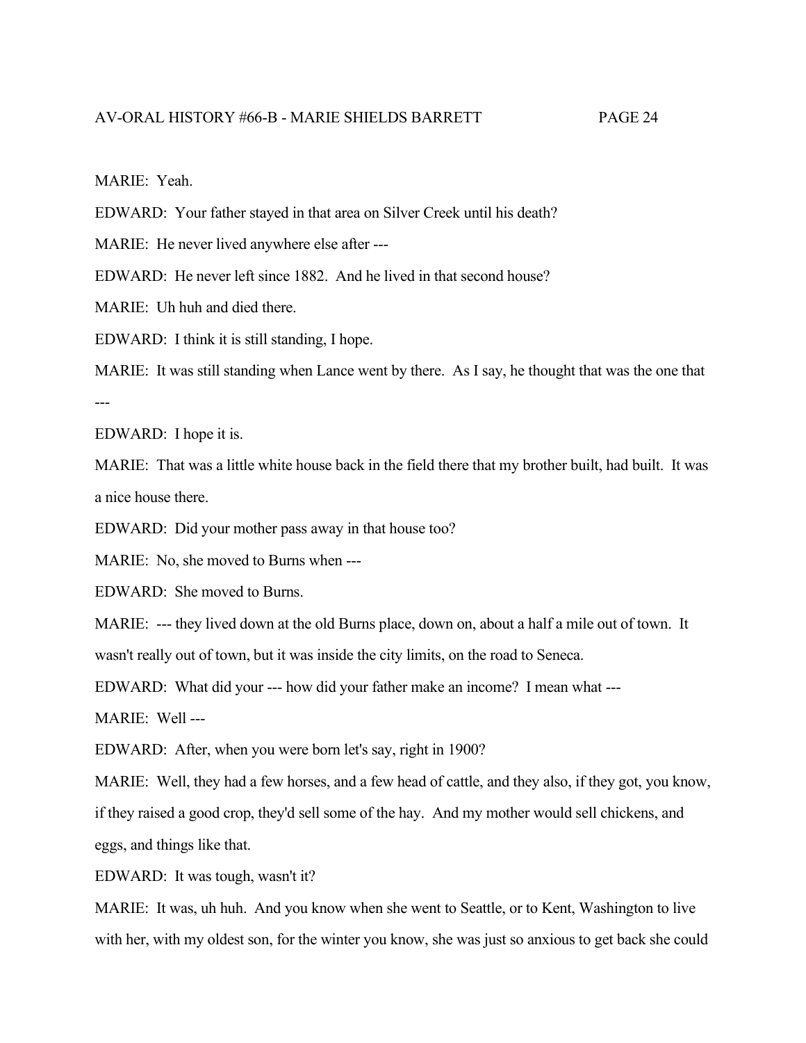MARIE: Yeah.

EDWARD: Your father stayed in that area on Silver Creek until his death?

MARIE: He never lived anywhere else after ---

EDWARD: He never left since 1882. And he lived in that second house?

MARIE: Uh huh and died there.

EDWARD: I think it is still standing, I hope.

MARIE: It was still standing when Lance went by there. As I say, he thought that was the one that ---

EDWARD: I hope it is.

MARIE: That was a little white house back in the field there that my brother built, had built. It was a nice house there.

EDWARD: Did your mother pass away in that house too?

MARIE: No, she moved to Burns when ---

EDWARD: She moved to Burns.

MARIE: --- they lived down at the old Burns place, down on, about a half a mile out of town. It wasn't really out of town, but it was inside the city limits, on the road to Seneca.

EDWARD: What did your --- how did your father make an income? I mean what ---

MARIE: Well ---

EDWARD: After, when you were born let's say, right in 1900?

MARIE: Well, they had a few horses, and a few head of cattle, and they also, if they got, you know, if they raised a good crop, they'd sell some of the hay. And my mother would sell chickens, and eggs, and things like that.

EDWARD: It was tough, wasn't it?

MARIE: It was, uh huh. And you know when she went to Seattle, or to Kent, Washington to live with her, with my oldest son, for the winter you know, she was just so anxious to get back she could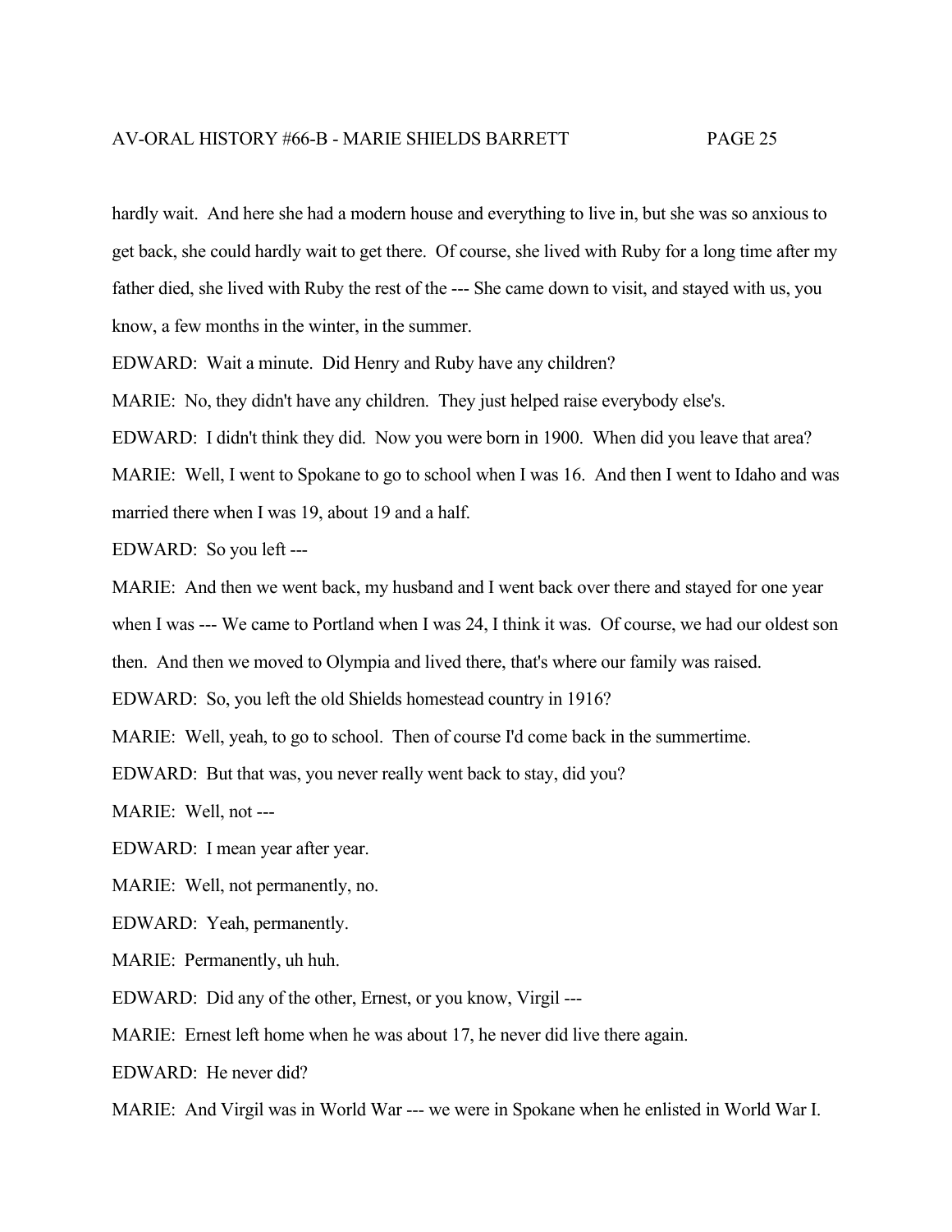hardly wait. And here she had a modern house and everything to live in, but she was so anxious to get back, she could hardly wait to get there. Of course, she lived with Ruby for a long time after my father died, she lived with Ruby the rest of the --- She came down to visit, and stayed with us, you know, a few months in the winter, in the summer.

EDWARD: Wait a minute. Did Henry and Ruby have any children?

MARIE: No, they didn't have any children. They just helped raise everybody else's.

EDWARD: I didn't think they did. Now you were born in 1900. When did you leave that area?

MARIE: Well, I went to Spokane to go to school when I was 16. And then I went to Idaho and was married there when I was 19, about 19 and a half.

EDWARD: So you left ---

MARIE: And then we went back, my husband and I went back over there and stayed for one year when I was --- We came to Portland when I was 24, I think it was. Of course, we had our oldest son then. And then we moved to Olympia and lived there, that's where our family was raised.

EDWARD: So, you left the old Shields homestead country in 1916?

MARIE: Well, yeah, to go to school. Then of course I'd come back in the summertime.

EDWARD: But that was, you never really went back to stay, did you?

MARIE: Well, not ---

EDWARD: I mean year after year.

MARIE: Well, not permanently, no.

EDWARD: Yeah, permanently.

MARIE: Permanently, uh huh.

EDWARD: Did any of the other, Ernest, or you know, Virgil ---

MARIE: Ernest left home when he was about 17, he never did live there again.

EDWARD: He never did?

MARIE: And Virgil was in World War --- we were in Spokane when he enlisted in World War I.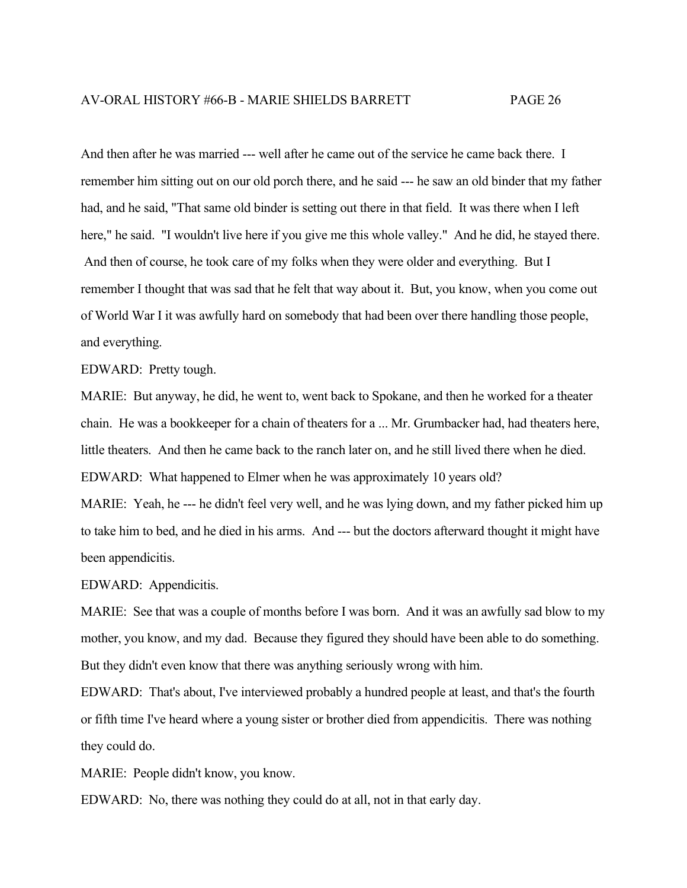And then after he was married --- well after he came out of the service he came back there. I remember him sitting out on our old porch there, and he said --- he saw an old binder that my father had, and he said, "That same old binder is setting out there in that field. It was there when I left here," he said. "I wouldn't live here if you give me this whole valley." And he did, he stayed there. And then of course, he took care of my folks when they were older and everything. But I remember I thought that was sad that he felt that way about it. But, you know, when you come out of World War I it was awfully hard on somebody that had been over there handling those people, and everything.

EDWARD: Pretty tough.

MARIE: But anyway, he did, he went to, went back to Spokane, and then he worked for a theater chain. He was a bookkeeper for a chain of theaters for a ... Mr. Grumbacker had, had theaters here, little theaters. And then he came back to the ranch later on, and he still lived there when he died.

EDWARD: What happened to Elmer when he was approximately 10 years old?

MARIE: Yeah, he --- he didn't feel very well, and he was lying down, and my father picked him up to take him to bed, and he died in his arms. And --- but the doctors afterward thought it might have been appendicitis.

EDWARD: Appendicitis.

MARIE: See that was a couple of months before I was born. And it was an awfully sad blow to my mother, you know, and my dad. Because they figured they should have been able to do something. But they didn't even know that there was anything seriously wrong with him.

EDWARD: That's about, I've interviewed probably a hundred people at least, and that's the fourth or fifth time I've heard where a young sister or brother died from appendicitis. There was nothing they could do.

MARIE: People didn't know, you know.

EDWARD: No, there was nothing they could do at all, not in that early day.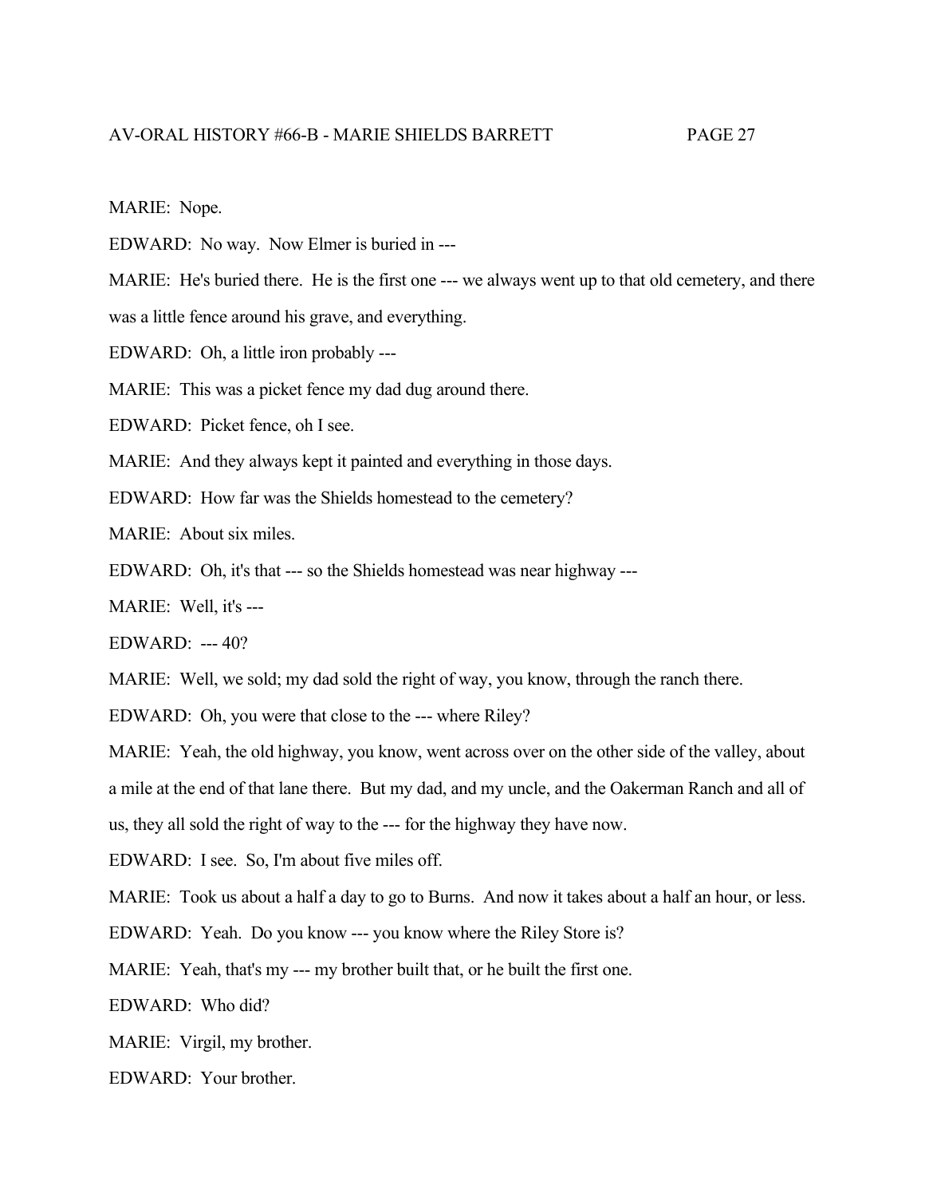MARIE: Nope.

EDWARD: No way. Now Elmer is buried in ---

MARIE: He's buried there. He is the first one --- we always went up to that old cemetery, and there was a little fence around his grave, and everything.

EDWARD: Oh, a little iron probably ---

MARIE: This was a picket fence my dad dug around there.

EDWARD: Picket fence, oh I see.

MARIE: And they always kept it painted and everything in those days.

EDWARD: How far was the Shields homestead to the cemetery?

MARIE: About six miles.

EDWARD: Oh, it's that --- so the Shields homestead was near highway ---

MARIE: Well, it's ---

EDWARD: --- 40?

MARIE: Well, we sold; my dad sold the right of way, you know, through the ranch there.

EDWARD: Oh, you were that close to the --- where Riley?

MARIE: Yeah, the old highway, you know, went across over on the other side of the valley, about a mile at the end of that lane there. But my dad, and my uncle, and the Oakerman Ranch and all of us, they all sold the right of way to the --- for the highway they have now.

EDWARD: I see. So, I'm about five miles off.

MARIE: Took us about a half a day to go to Burns. And now it takes about a half an hour, or less.

EDWARD: Yeah. Do you know --- you know where the Riley Store is?

MARIE: Yeah, that's my --- my brother built that, or he built the first one.

EDWARD: Who did?

MARIE: Virgil, my brother.

EDWARD: Your brother.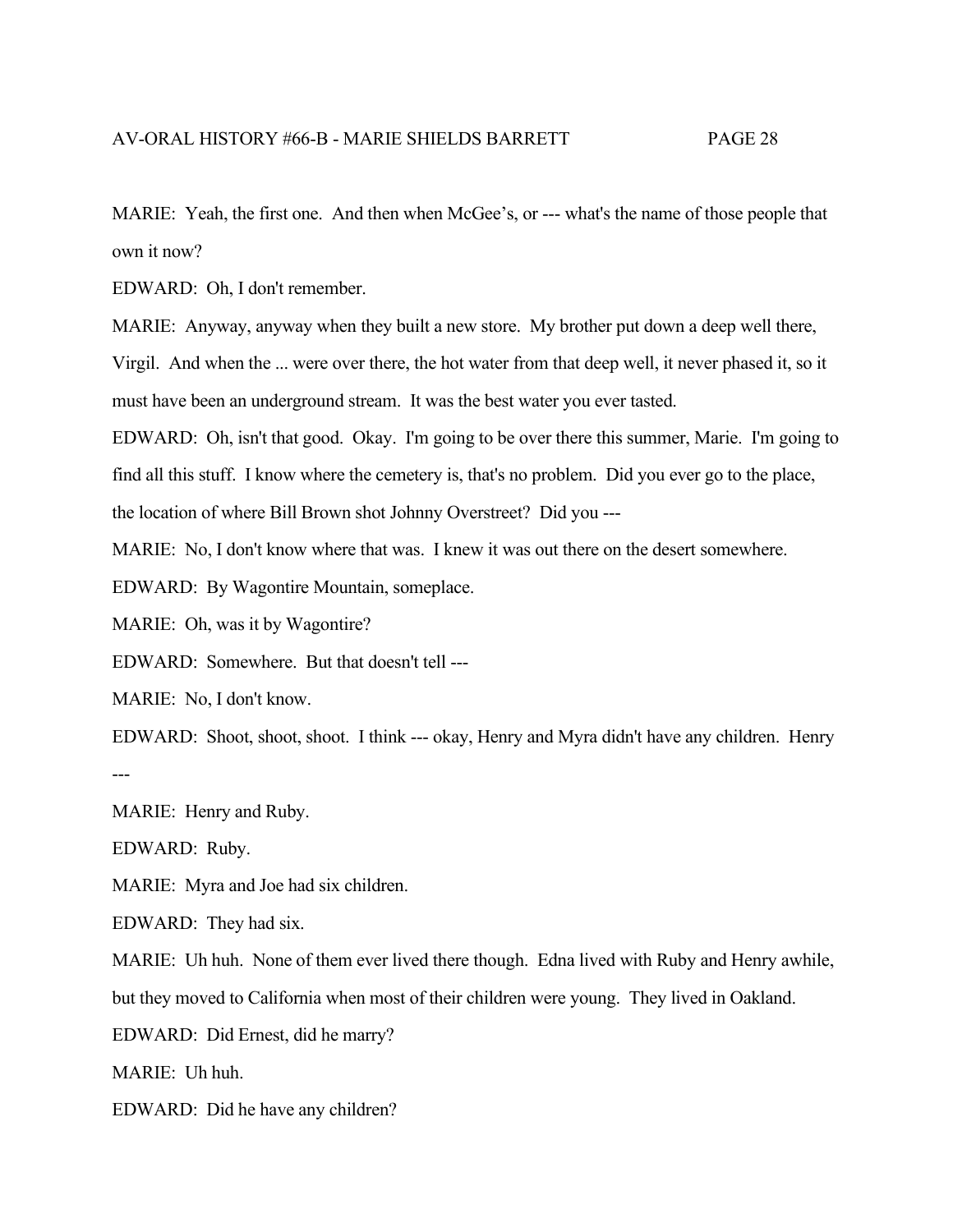MARIE: Yeah, the first one. And then when McGee's, or --- what's the name of those people that own it now?

EDWARD: Oh, I don't remember.

MARIE: Anyway, anyway when they built a new store. My brother put down a deep well there, Virgil. And when the ... were over there, the hot water from that deep well, it never phased it, so it must have been an underground stream. It was the best water you ever tasted.

EDWARD: Oh, isn't that good. Okay. I'm going to be over there this summer, Marie. I'm going to find all this stuff. I know where the cemetery is, that's no problem. Did you ever go to the place, the location of where Bill Brown shot Johnny Overstreet? Did you ---

MARIE: No, I don't know where that was. I knew it was out there on the desert somewhere.

EDWARD: By Wagontire Mountain, someplace.

MARIE: Oh, was it by Wagontire?

EDWARD: Somewhere. But that doesn't tell ---

MARIE: No, I don't know.

EDWARD: Shoot, shoot, shoot. I think --- okay, Henry and Myra didn't have any children. Henry ---

MARIE: Henry and Ruby.

EDWARD: Ruby.

MARIE: Myra and Joe had six children.

EDWARD: They had six.

MARIE: Uh huh. None of them ever lived there though. Edna lived with Ruby and Henry awhile, but they moved to California when most of their children were young. They lived in Oakland.

EDWARD: Did Ernest, did he marry?

MARIE: Uh huh.

EDWARD: Did he have any children?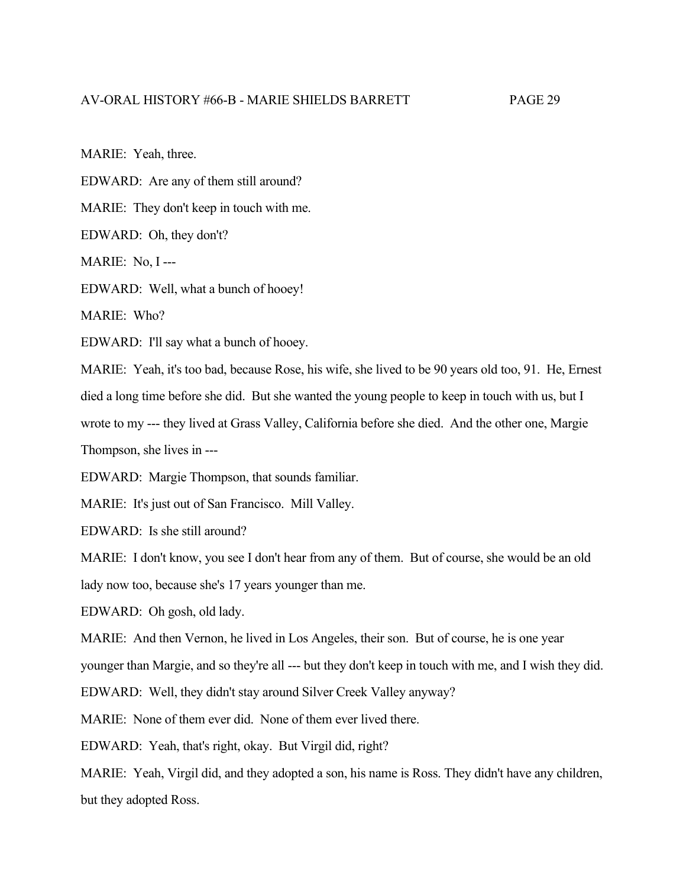MARIE: Yeah, three.

EDWARD: Are any of them still around?

MARIE: They don't keep in touch with me.

EDWARD: Oh, they don't?

MARIE: No, I ---

EDWARD: Well, what a bunch of hooey!

MARIE: Who?

EDWARD: I'll say what a bunch of hooey.

MARIE: Yeah, it's too bad, because Rose, his wife, she lived to be 90 years old too, 91. He, Ernest died a long time before she did. But she wanted the young people to keep in touch with us, but I wrote to my --- they lived at Grass Valley, California before she died. And the other one, Margie Thompson, she lives in ---

EDWARD: Margie Thompson, that sounds familiar.

MARIE: It's just out of San Francisco. Mill Valley.

EDWARD: Is she still around?

MARIE: I don't know, you see I don't hear from any of them. But of course, she would be an old lady now too, because she's 17 years younger than me.

EDWARD: Oh gosh, old lady.

MARIE: And then Vernon, he lived in Los Angeles, their son. But of course, he is one year younger than Margie, and so they're all --- but they don't keep in touch with me, and I wish they did.

EDWARD: Well, they didn't stay around Silver Creek Valley anyway?

MARIE: None of them ever did. None of them ever lived there.

EDWARD: Yeah, that's right, okay. But Virgil did, right?

MARIE: Yeah, Virgil did, and they adopted a son, his name is Ross. They didn't have any children, but they adopted Ross.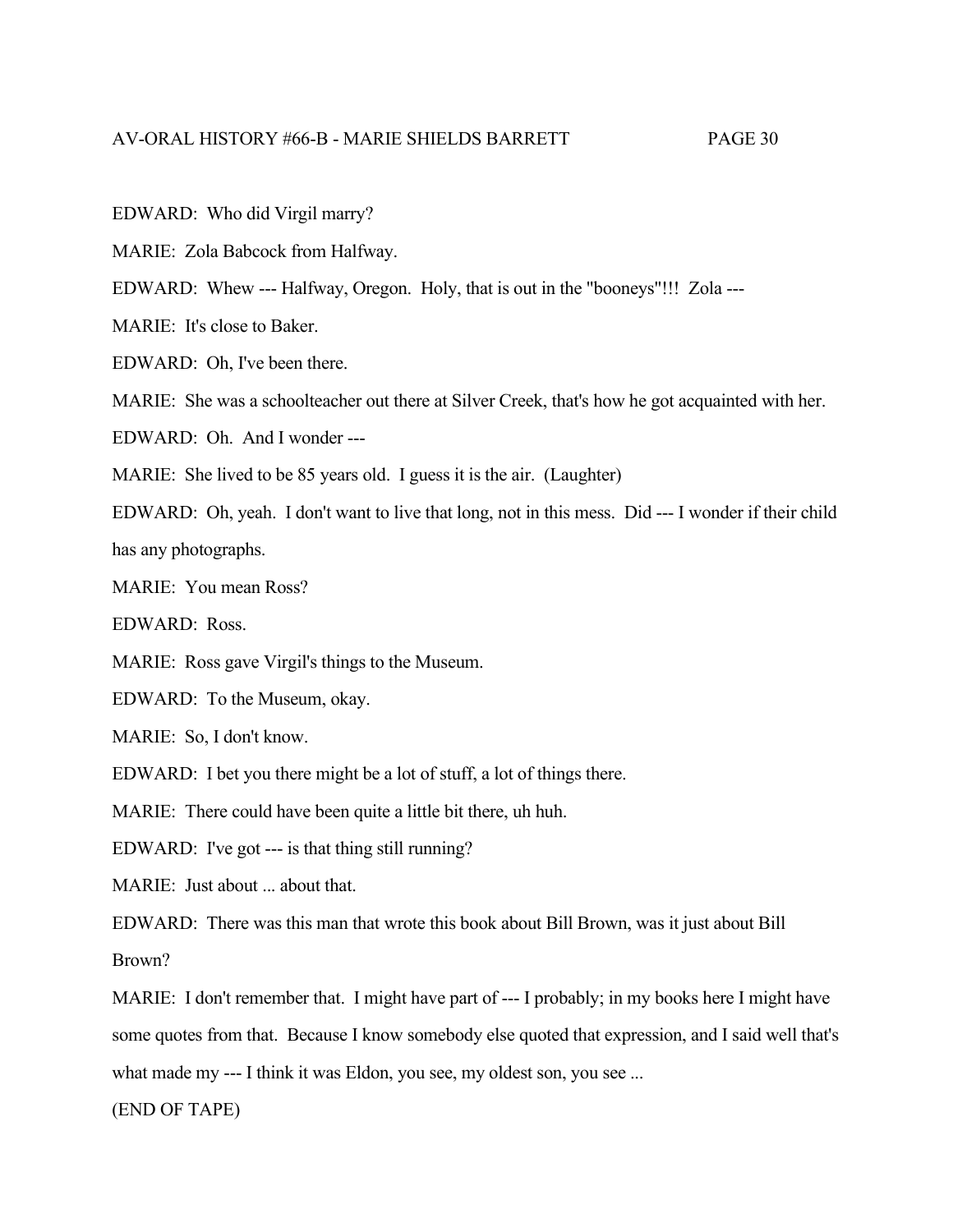EDWARD: Who did Virgil marry?

MARIE: Zola Babcock from Halfway.

EDWARD: Whew --- Halfway, Oregon. Holy, that is out in the "booneys"!!! Zola ---

MARIE: It's close to Baker.

EDWARD: Oh, I've been there.

MARIE: She was a schoolteacher out there at Silver Creek, that's how he got acquainted with her.

EDWARD: Oh. And I wonder ---

MARIE: She lived to be 85 years old. I guess it is the air. (Laughter)

EDWARD: Oh, yeah. I don't want to live that long, not in this mess. Did --- I wonder if their child has any photographs.

MARIE: You mean Ross?

EDWARD: Ross.

MARIE: Ross gave Virgil's things to the Museum.

EDWARD: To the Museum, okay.

MARIE: So, I don't know.

EDWARD: I bet you there might be a lot of stuff, a lot of things there.

MARIE: There could have been quite a little bit there, uh huh.

EDWARD: I've got --- is that thing still running?

MARIE: Just about ... about that.

EDWARD: There was this man that wrote this book about Bill Brown, was it just about Bill Brown?

MARIE: I don't remember that. I might have part of --- I probably; in my books here I might have some quotes from that. Because I know somebody else quoted that expression, and I said well that's what made my --- I think it was Eldon, you see, my oldest son, you see ...

(END OF TAPE)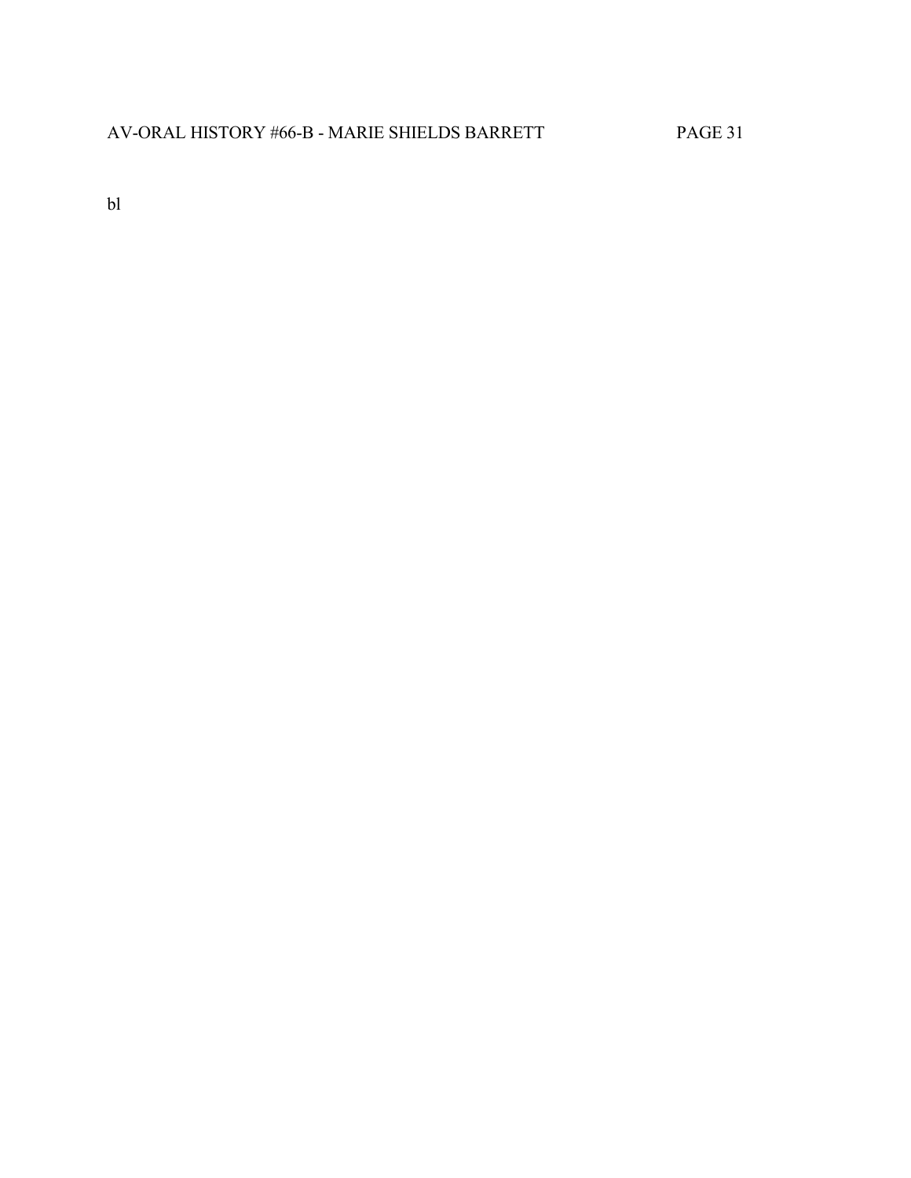bl